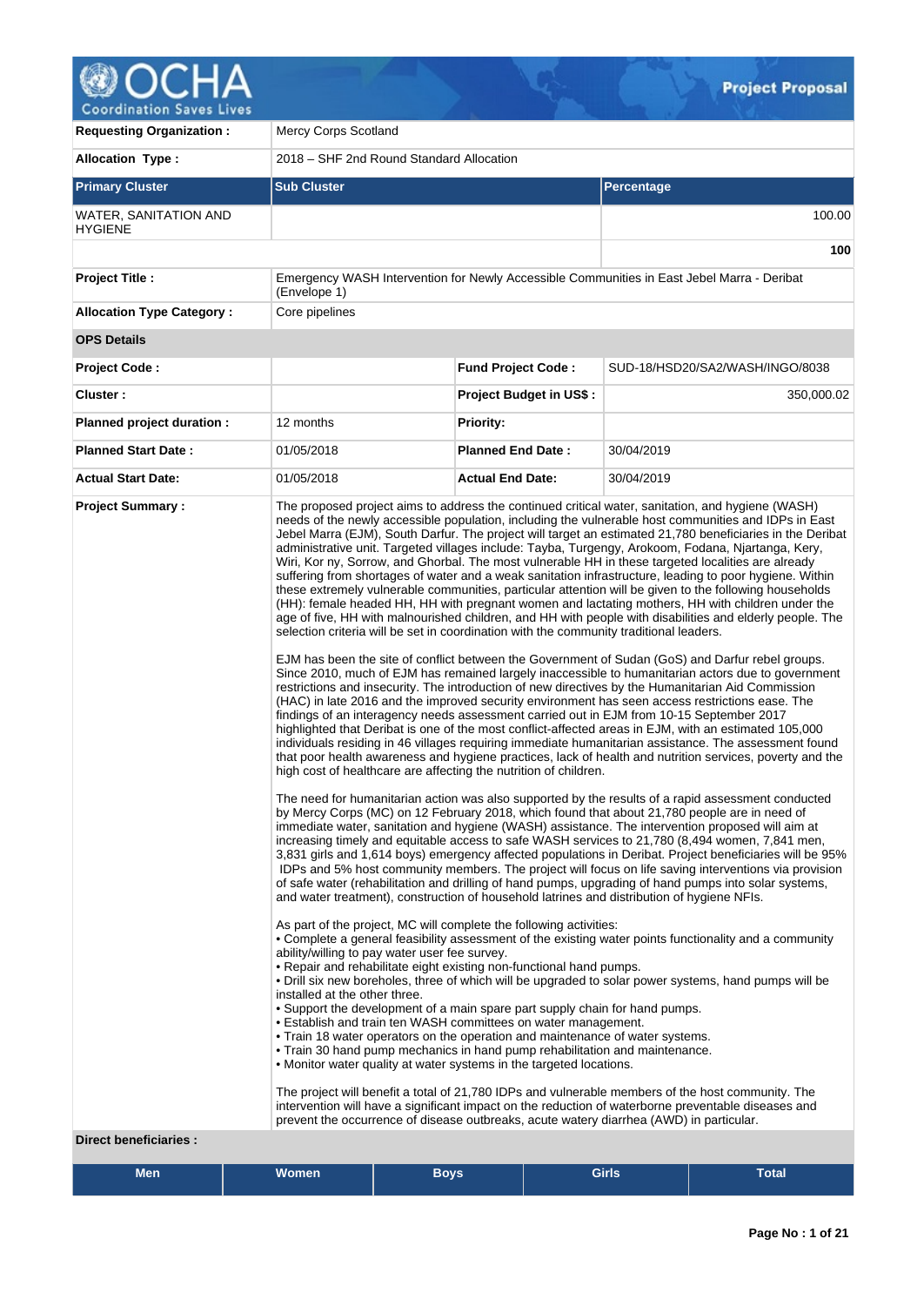# Project Proposal

| | | | |
|---|---|---|---|
| **Requesting Organization :** | Mercy Corps Scotland | | |
| **Allocation Type :** | 2018 – SHF 2nd Round Standard Allocation | | |

| **Primary Cluster** | **Sub Cluster** | **Percentage** |
|---|---|---|
| WATER, SANITATION AND HYGIENE | | 100.00 |
| | | **100** |

| | | | |
|---|---|---|---|
| **Project Title :** | Emergency WASH Intervention for Newly Accessible Communities in East Jebel Marra - Deribat (Envelope 1) | | |
| **Allocation Type Category :** | Core pipelines | | |
| **OPS Details** | | | |
| **Project Code :** | | **Fund Project Code :** | SUD-18/HSD20/SA2/WASH/INGO/8038 |
| **Cluster :** | | **Project Budget in US$ :** | 350,000.02 |
| **Planned project duration :** | 12 months | **Priority:** | |
| **Planned Start Date :** | 01/05/2018 | **Planned End Date :** | 30/04/2019 |
| **Actual Start Date:** | 01/05/2018 | **Actual End Date:** | 30/04/2019 |

**Project Summary :**

The proposed project aims to address the continued critical water, sanitation, and hygiene (WASH) needs of the newly accessible population, including the vulnerable host communities and IDPs in East Jebel Marra (EJM), South Darfur. The project will target an estimated 21,780 beneficiaries in the Deribat administrative unit. Targeted villages include: Tayba, Turgengy, Arokoom, Fodana, Njartanga, Kery, Wiri, Kor ny, Sorrow, and Ghorbal. The most vulnerable HH in these targeted localities are already suffering from shortages of water and a weak sanitation infrastructure, leading to poor hygiene. Within these extremely vulnerable communities, particular attention will be given to the following households (HH): female headed HH, HH with pregnant women and lactating mothers, HH with children under the age of five, HH with malnourished children, and HH with people with disabilities and elderly people. The selection criteria will be set in coordination with the community traditional leaders.

EJM has been the site of conflict between the Government of Sudan (GoS) and Darfur rebel groups. Since 2010, much of EJM has remained largely inaccessible to humanitarian actors due to government restrictions and insecurity. The introduction of new directives by the Humanitarian Aid Commission (HAC) in late 2016 and the improved security environment has seen access restrictions ease. The findings of an interagency needs assessment carried out in EJM from 10-15 September 2017 highlighted that Deribat is one of the most conflict-affected areas in EJM, with an estimated 105,000 individuals residing in 46 villages requiring immediate humanitarian assistance. The assessment found that poor health awareness and hygiene practices, lack of health and nutrition services, poverty and the high cost of healthcare are affecting the nutrition of children.

The need for humanitarian action was also supported by the results of a rapid assessment conducted by Mercy Corps (MC) on 12 February 2018, which found that about 21,780 people are in need of immediate water, sanitation and hygiene (WASH) assistance. The intervention proposed will aim at increasing timely and equitable access to safe WASH services to 21,780 (8,494 women, 7,841 men, 3,831 girls and 1,614 boys) emergency affected populations in Deribat. Project beneficiaries will be 95% IDPs and 5% host community members. The project will focus on life saving interventions via provision of safe water (rehabilitation and drilling of hand pumps, upgrading of hand pumps into solar systems, and water treatment), construction of household latrines and distribution of hygiene NFIs.

As part of the project, MC will complete the following activities:
- Complete a general feasibility assessment of the existing water points functionality and a community ability/willing to pay water user fee survey.
- Repair and rehabilitate eight existing non-functional hand pumps.
- Drill six new boreholes, three of which will be upgraded to solar power systems, hand pumps will be installed at the other three.
- Support the development of a main spare part supply chain for hand pumps.
- Establish and train ten WASH committees on water management.
- Train 18 water operators on the operation and maintenance of water systems.
- Train 30 hand pump mechanics in hand pump rehabilitation and maintenance.
- Monitor water quality at water systems in the targeted locations.

The project will benefit a total of 21,780 IDPs and vulnerable members of the host community. The intervention will have a significant impact on the reduction of waterborne preventable diseases and prevent the occurrence of disease outbreaks, acute watery diarrhea (AWD) in particular.

**Direct beneficiaries :**

| Men | Women | Boys | Girls | Total |
|---|---|---|---|---|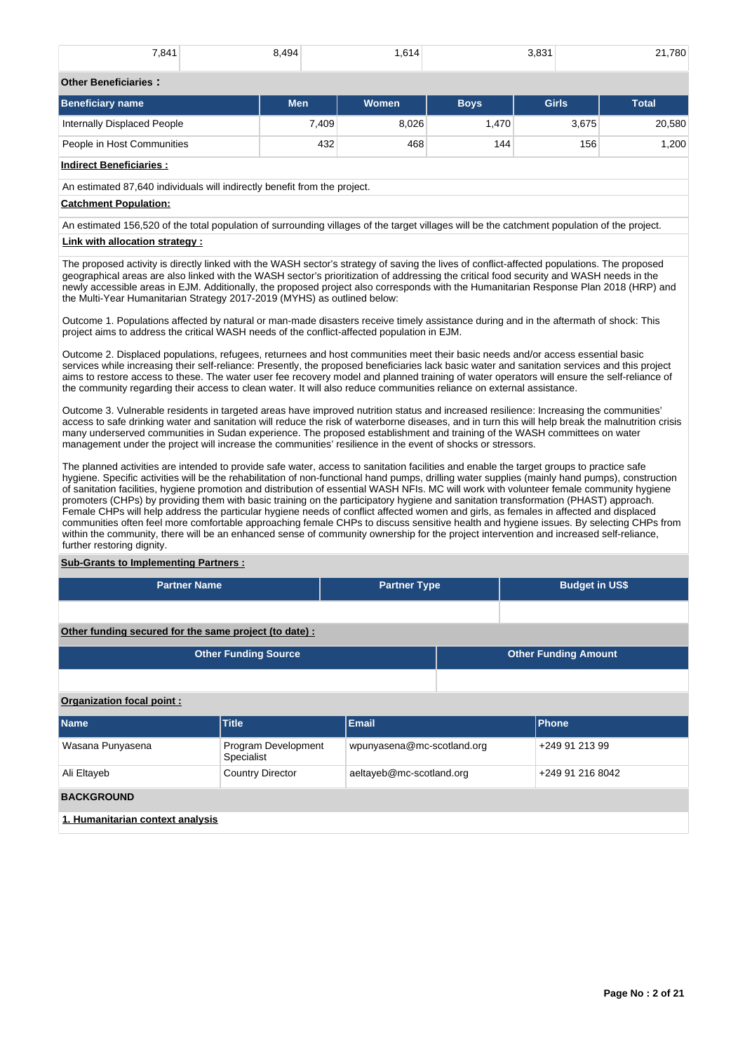| 7,841 | 8,494 | 1,614 | 3,831 | 21,780 |
|---|---|---|---|---|

**Other Beneficiaries :**

| Beneficiary name | Men | Women | Boys | Girls | Total |
|---|---|---|---|---|---|
| Internally Displaced People | 7,409 | 8,026 | 1,470 | 3,675 | 20,580 |
| People in Host Communities | 432 | 468 | 144 | 156 | 1,200 |

**Indirect Beneficiaries :**

An estimated 87,640 individuals will indirectly benefit from the project.

**Catchment Population:**

An estimated 156,520 of the total population of surrounding villages of the target villages will be the catchment population of the project.

**Link with allocation strategy :**

The proposed activity is directly linked with the WASH sector's strategy of saving the lives of conflict-affected populations. The proposed geographical areas are also linked with the WASH sector's prioritization of addressing the critical food security and WASH needs in the newly accessible areas in EJM. Additionally, the proposed project also corresponds with the Humanitarian Response Plan 2018 (HRP) and the Multi-Year Humanitarian Strategy 2017-2019 (MYHS) as outlined below:

Outcome 1. Populations affected by natural or man-made disasters receive timely assistance during and in the aftermath of shock: This project aims to address the critical WASH needs of the conflict-affected population in EJM.

Outcome 2. Displaced populations, refugees, returnees and host communities meet their basic needs and/or access essential basic services while increasing their self-reliance: Presently, the proposed beneficiaries lack basic water and sanitation services and this project aims to restore access to these. The water user fee recovery model and planned training of water operators will ensure the self-reliance of the community regarding their access to clean water. It will also reduce communities reliance on external assistance.

Outcome 3. Vulnerable residents in targeted areas have improved nutrition status and increased resilience: Increasing the communities' access to safe drinking water and sanitation will reduce the risk of waterborne diseases, and in turn this will help break the malnutrition crisis many underserved communities in Sudan experience. The proposed establishment and training of the WASH committees on water management under the project will increase the communities' resilience in the event of shocks or stressors.

The planned activities are intended to provide safe water, access to sanitation facilities and enable the target groups to practice safe hygiene. Specific activities will be the rehabilitation of non-functional hand pumps, drilling water supplies (mainly hand pumps), construction of sanitation facilities, hygiene promotion and distribution of essential WASH NFIs. MC will work with volunteer female community hygiene promoters (CHPs) by providing them with basic training on the participatory hygiene and sanitation transformation (PHAST) approach. Female CHPs will help address the particular hygiene needs of conflict affected women and girls, as females in affected and displaced communities often feel more comfortable approaching female CHPs to discuss sensitive health and hygiene issues. By selecting CHPs from within the community, there will be an enhanced sense of community ownership for the project intervention and increased self-reliance, further restoring dignity.

**Sub-Grants to Implementing Partners :**

| Partner Name | Partner Type | Budget in US$ |
|---|---|---|
| | | |

**Other funding secured for the same project (to date) :**

| Other Funding Source | Other Funding Amount |
|---|---|
| | |

**Organization focal point :**

| Name | Title | Email | Phone |
|---|---|---|---|
| Wasana Punyasena | Program Development Specialist | wpunyasena@mc-scotland.org | +249 91 213 99 |
| Ali Eltayeb | Country Director | aeltayeb@mc-scotland.org | +249 91 216 8042 |

## BACKGROUND

**1. Humanitarian context analysis**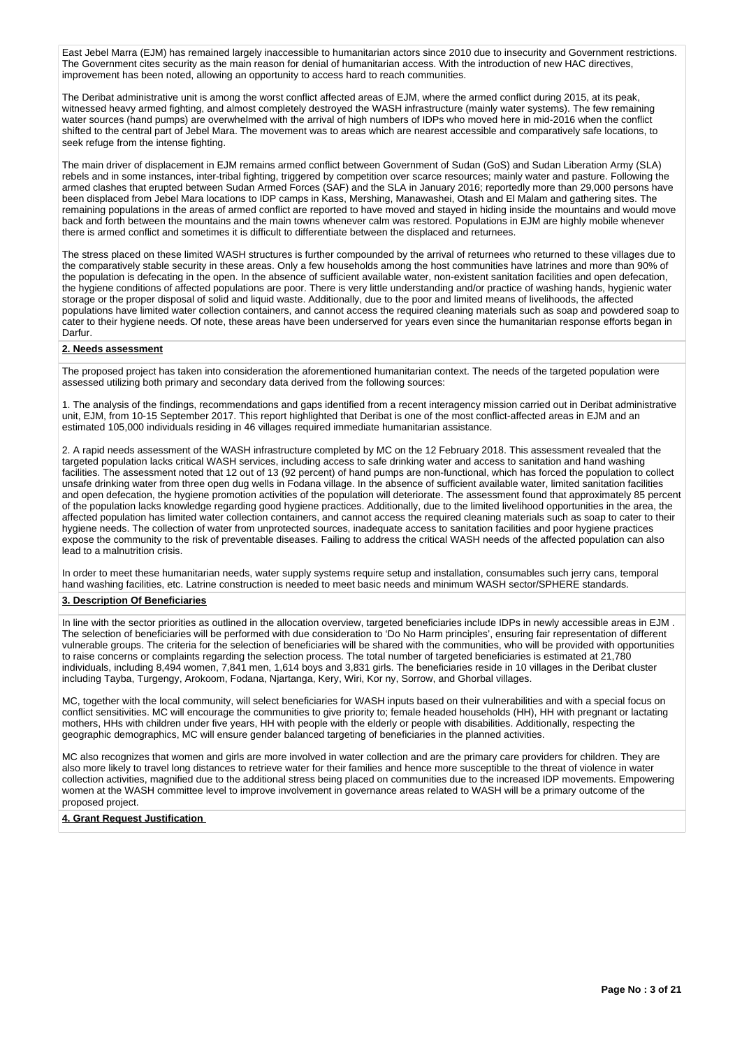East Jebel Marra (EJM) has remained largely inaccessible to humanitarian actors since 2010 due to insecurity and Government restrictions. The Government cites security as the main reason for denial of humanitarian access. With the introduction of new HAC directives, improvement has been noted, allowing an opportunity to access hard to reach communities.

The Deribat administrative unit is among the worst conflict affected areas of EJM, where the armed conflict during 2015, at its peak, witnessed heavy armed fighting, and almost completely destroyed the WASH infrastructure (mainly water systems). The few remaining water sources (hand pumps) are overwhelmed with the arrival of high numbers of IDPs who moved here in mid-2016 when the conflict shifted to the central part of Jebel Mara. The movement was to areas which are nearest accessible and comparatively safe locations, to seek refuge from the intense fighting.

The main driver of displacement in EJM remains armed conflict between Government of Sudan (GoS) and Sudan Liberation Army (SLA) rebels and in some instances, inter-tribal fighting, triggered by competition over scarce resources; mainly water and pasture. Following the armed clashes that erupted between Sudan Armed Forces (SAF) and the SLA in January 2016; reportedly more than 29,000 persons have been displaced from Jebel Mara locations to IDP camps in Kass, Mershing, Manawashei, Otash and El Malam and gathering sites. The remaining populations in the areas of armed conflict are reported to have moved and stayed in hiding inside the mountains and would move back and forth between the mountains and the main towns whenever calm was restored. Populations in EJM are highly mobile whenever there is armed conflict and sometimes it is difficult to differentiate between the displaced and returnees.

The stress placed on these limited WASH structures is further compounded by the arrival of returnees who returned to these villages due to the comparatively stable security in these areas. Only a few households among the host communities have latrines and more than 90% of the population is defecating in the open. In the absence of sufficient available water, non-existent sanitation facilities and open defecation, the hygiene conditions of affected populations are poor. There is very little understanding and/or practice of washing hands, hygienic water storage or the proper disposal of solid and liquid waste. Additionally, due to the poor and limited means of livelihoods, the affected populations have limited water collection containers, and cannot access the required cleaning materials such as soap and powdered soap to cater to their hygiene needs. Of note, these areas have been underserved for years even since the humanitarian response efforts began in Darfur.

**2. Needs assessment**

The proposed project has taken into consideration the aforementioned humanitarian context. The needs of the targeted population were assessed utilizing both primary and secondary data derived from the following sources:

1. The analysis of the findings, recommendations and gaps identified from a recent interagency mission carried out in Deribat administrative unit, EJM, from 10-15 September 2017. This report highlighted that Deribat is one of the most conflict-affected areas in EJM and an estimated 105,000 individuals residing in 46 villages required immediate humanitarian assistance.

2. A rapid needs assessment of the WASH infrastructure completed by MC on the 12 February 2018. This assessment revealed that the targeted population lacks critical WASH services, including access to safe drinking water and access to sanitation and hand washing facilities. The assessment noted that 12 out of 13 (92 percent) of hand pumps are non-functional, which has forced the population to collect unsafe drinking water from three open dug wells in Fodana village. In the absence of sufficient available water, limited sanitation facilities and open defecation, the hygiene promotion activities of the population will deteriorate. The assessment found that approximately 85 percent of the population lacks knowledge regarding good hygiene practices. Additionally, due to the limited livelihood opportunities in the area, the affected population has limited water collection containers, and cannot access the required cleaning materials such as soap to cater to their hygiene needs. The collection of water from unprotected sources, inadequate access to sanitation facilities and poor hygiene practices expose the community to the risk of preventable diseases. Failing to address the critical WASH needs of the affected population can also lead to a malnutrition crisis.

In order to meet these humanitarian needs, water supply systems require setup and installation, consumables such jerry cans, temporal hand washing facilities, etc. Latrine construction is needed to meet basic needs and minimum WASH sector/SPHERE standards.

**3. Description Of Beneficiaries**

In line with the sector priorities as outlined in the allocation overview, targeted beneficiaries include IDPs in newly accessible areas in EJM . The selection of beneficiaries will be performed with due consideration to 'Do No Harm principles', ensuring fair representation of different vulnerable groups. The criteria for the selection of beneficiaries will be shared with the communities, who will be provided with opportunities to raise concerns or complaints regarding the selection process. The total number of targeted beneficiaries is estimated at 21,780 individuals, including 8,494 women, 7,841 men, 1,614 boys and 3,831 girls. The beneficiaries reside in 10 villages in the Deribat cluster including Tayba, Turgengy, Arokoom, Fodana, Njartanga, Kery, Wiri, Kor ny, Sorrow, and Ghorbal villages.

MC, together with the local community, will select beneficiaries for WASH inputs based on their vulnerabilities and with a special focus on conflict sensitivities. MC will encourage the communities to give priority to; female headed households (HH), HH with pregnant or lactating mothers, HHs with children under five years, HH with people with the elderly or people with disabilities. Additionally, respecting the geographic demographics, MC will ensure gender balanced targeting of beneficiaries in the planned activities.

MC also recognizes that women and girls are more involved in water collection and are the primary care providers for children. They are also more likely to travel long distances to retrieve water for their families and hence more susceptible to the threat of violence in water collection activities, magnified due to the additional stress being placed on communities due to the increased IDP movements. Empowering women at the WASH committee level to improve involvement in governance areas related to WASH will be a primary outcome of the proposed project.

**4. Grant Request Justification**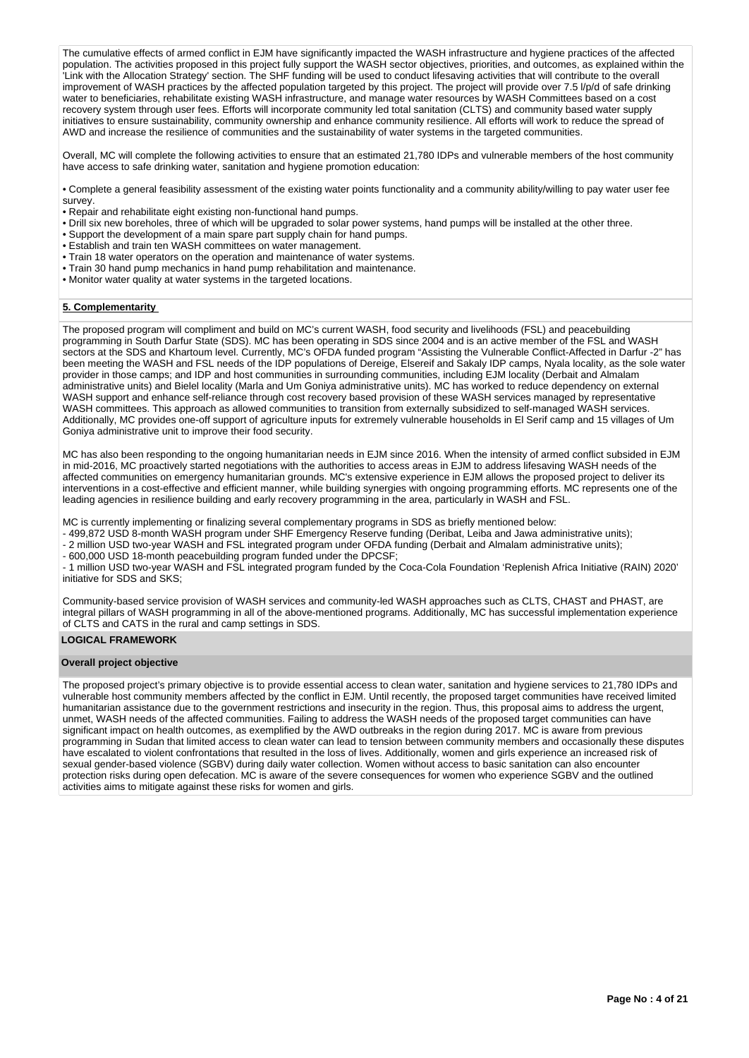The cumulative effects of armed conflict in EJM have significantly impacted the WASH infrastructure and hygiene practices of the affected population. The activities proposed in this project fully support the WASH sector objectives, priorities, and outcomes, as explained within the 'Link with the Allocation Strategy' section. The SHF funding will be used to conduct lifesaving activities that will contribute to the overall improvement of WASH practices by the affected population targeted by this project. The project will provide over 7.5 l/p/d of safe drinking water to beneficiaries, rehabilitate existing WASH infrastructure, and manage water resources by WASH Committees based on a cost recovery system through user fees. Efforts will incorporate community led total sanitation (CLTS) and community based water supply initiatives to ensure sustainability, community ownership and enhance community resilience. All efforts will work to reduce the spread of AWD and increase the resilience of communities and the sustainability of water systems in the targeted communities.

Overall, MC will complete the following activities to ensure that an estimated 21,780 IDPs and vulnerable members of the host community have access to safe drinking water, sanitation and hygiene promotion education:

- Complete a general feasibility assessment of the existing water points functionality and a community ability/willing to pay water user fee survey.
- Repair and rehabilitate eight existing non-functional hand pumps.
- Drill six new boreholes, three of which will be upgraded to solar power systems, hand pumps will be installed at the other three.
- Support the development of a main spare part supply chain for hand pumps.
- Establish and train ten WASH committees on water management.
- Train 18 water operators on the operation and maintenance of water systems.
- Train 30 hand pump mechanics in hand pump rehabilitation and maintenance.
- Monitor water quality at water systems in the targeted locations.

**5. Complementarity**

The proposed program will compliment and build on MC's current WASH, food security and livelihoods (FSL) and peacebuilding programming in South Darfur State (SDS). MC has been operating in SDS since 2004 and is an active member of the FSL and WASH sectors at the SDS and Khartoum level. Currently, MC's OFDA funded program "Assisting the Vulnerable Conflict-Affected in Darfur -2" has been meeting the WASH and FSL needs of the IDP populations of Dereige, Elsereif and Sakaly IDP camps, Nyala locality, as the sole water provider in those camps; and IDP and host communities in surrounding communities, including EJM locality (Derbait and Almalam administrative units) and Bielel locality (Marla and Um Goniya administrative units). MC has worked to reduce dependency on external WASH support and enhance self-reliance through cost recovery based provision of these WASH services managed by representative WASH committees. This approach as allowed communities to transition from externally subsidized to self-managed WASH services. Additionally, MC provides one-off support of agriculture inputs for extremely vulnerable households in El Serif camp and 15 villages of Um Goniya administrative unit to improve their food security.

MC has also been responding to the ongoing humanitarian needs in EJM since 2016. When the intensity of armed conflict subsided in EJM in mid-2016, MC proactively started negotiations with the authorities to access areas in EJM to address lifesaving WASH needs of the affected communities on emergency humanitarian grounds. MC's extensive experience in EJM allows the proposed project to deliver its interventions in a cost-effective and efficient manner, while building synergies with ongoing programming efforts. MC represents one of the leading agencies in resilience building and early recovery programming in the area, particularly in WASH and FSL.

MC is currently implementing or finalizing several complementary programs in SDS as briefly mentioned below:
- 499,872 USD 8-month WASH program under SHF Emergency Reserve funding (Deribat, Leiba and Jawa administrative units);
- 2 million USD two-year WASH and FSL integrated program under OFDA funding (Derbait and Almalam administrative units);
- 600,000 USD 18-month peacebuilding program funded under the DPCSF;
- 1 million USD two-year WASH and FSL integrated program funded by the Coca-Cola Foundation 'Replenish Africa Initiative (RAIN) 2020' initiative for SDS and SKS;

Community-based service provision of WASH services and community-led WASH approaches such as CLTS, CHAST and PHAST, are integral pillars of WASH programming in all of the above-mentioned programs. Additionally, MC has successful implementation experience of CLTS and CATS in the rural and camp settings in SDS.

**LOGICAL FRAMEWORK**

**Overall project objective**

The proposed project's primary objective is to provide essential access to clean water, sanitation and hygiene services to 21,780 IDPs and vulnerable host community members affected by the conflict in EJM. Until recently, the proposed target communities have received limited humanitarian assistance due to the government restrictions and insecurity in the region. Thus, this proposal aims to address the urgent, unmet, WASH needs of the affected communities. Failing to address the WASH needs of the proposed target communities can have significant impact on health outcomes, as exemplified by the AWD outbreaks in the region during 2017. MC is aware from previous programming in Sudan that limited access to clean water can lead to tension between community members and occasionally these disputes have escalated to violent confrontations that resulted in the loss of lives. Additionally, women and girls experience an increased risk of sexual gender-based violence (SGBV) during daily water collection. Women without access to basic sanitation can also encounter protection risks during open defecation. MC is aware of the severe consequences for women who experience SGBV and the outlined activities aims to mitigate against these risks for women and girls.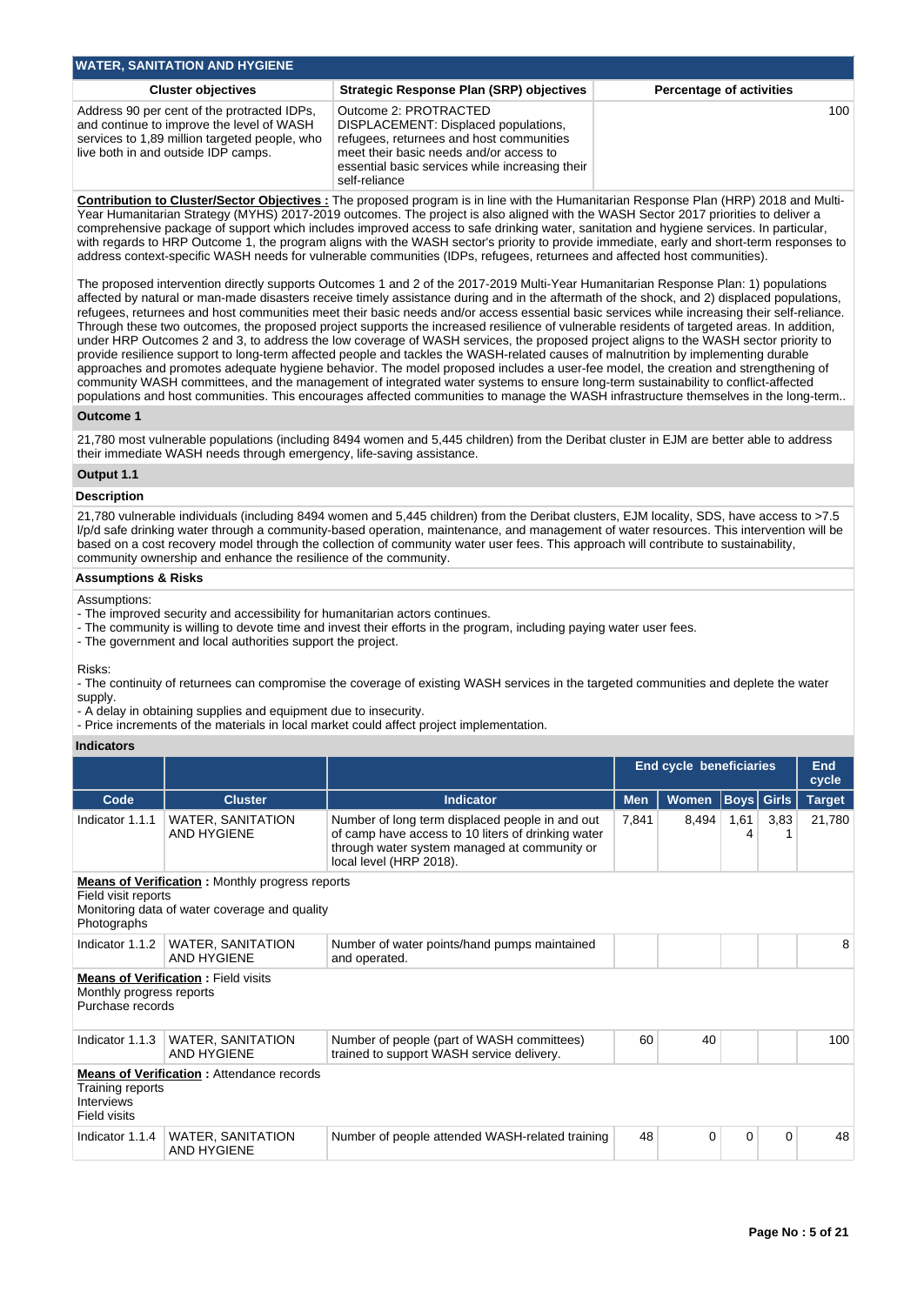## WATER, SANITATION AND HYGIENE

| Cluster objectives | Strategic Response Plan (SRP) objectives | Percentage of activities |
|---|---|---|
| Address 90 per cent of the protracted IDPs, and continue to improve the level of WASH services to 1,89 million targeted people, who live both in and outside IDP camps. | Outcome 2: PROTRACTED DISPLACEMENT: Displaced populations, refugees, returnees and host communities meet their basic needs and/or access to essential basic services while increasing their self-reliance | 100 |

**Contribution to Cluster/Sector Objectives :** The proposed program is in line with the Humanitarian Response Plan (HRP) 2018 and Multi-Year Humanitarian Strategy (MYHS) 2017-2019 outcomes. The project is also aligned with the WASH Sector 2017 priorities to deliver a comprehensive package of support which includes improved access to safe drinking water, sanitation and hygiene services. In particular, with regards to HRP Outcome 1, the program aligns with the WASH sector's priority to provide immediate, early and short-term responses to address context-specific WASH needs for vulnerable communities (IDPs, refugees, returnees and affected host communities).

The proposed intervention directly supports Outcomes 1 and 2 of the 2017-2019 Multi-Year Humanitarian Response Plan: 1) populations affected by natural or man-made disasters receive timely assistance during and in the aftermath of the shock, and 2) displaced populations, refugees, returnees and host communities meet their basic needs and/or access essential basic services while increasing their self-reliance. Through these two outcomes, the proposed project supports the increased resilience of vulnerable residents of targeted areas. In addition, under HRP Outcomes 2 and 3, to address the low coverage of WASH services, the proposed project aligns to the WASH sector priority to provide resilience support to long-term affected people and tackles the WASH-related causes of malnutrition by implementing durable approaches and promotes adequate hygiene behavior. The model proposed includes a user-fee model, the creation and strengthening of community WASH committees, and the management of integrated water systems to ensure long-term sustainability to conflict-affected populations and host communities. This encourages affected communities to manage the WASH infrastructure themselves in the long-term..

### Outcome 1

21,780 most vulnerable populations (including 8494 women and 5,445 children) from the Deribat cluster in EJM are better able to address their immediate WASH needs through emergency, life-saving assistance.

### Output 1.1

#### Description

21,780 vulnerable individuals (including 8494 women and 5,445 children) from the Deribat clusters, EJM locality, SDS, have access to >7.5 l/p/d safe drinking water through a community-based operation, maintenance, and management of water resources. This intervention will be based on a cost recovery model through the collection of community water user fees. This approach will contribute to sustainability, community ownership and enhance the resilience of the community.

#### Assumptions & Risks

Assumptions:
- The improved security and accessibility for humanitarian actors continues.
- The community is willing to devote time and invest their efforts in the program, including paying water user fees.
- The government and local authorities support the project.

Risks:
- The continuity of returnees can compromise the coverage of existing WASH services in the targeted communities and deplete the water supply.
- A delay in obtaining supplies and equipment due to insecurity.
- Price increments of the materials in local market could affect project implementation.

#### Indicators

| | | | End cycle beneficiaries | | | | End cycle |
|---|---|---|---|---|---|---|---|
| **Code** | **Cluster** | **Indicator** | **Men** | **Women** | **Boys** | **Girls** | **Target** |
| Indicator 1.1.1 | WATER, SANITATION AND HYGIENE | Number of long term displaced people in and out of camp have access to 10 liters of drinking water through water system managed at community or local level (HRP 2018). | 7,841 | 8,494 | 1,614 | 3,831 | 21,780 |
| **Means of Verification :** Monthly progress reports<br>Field visit reports<br>Monitoring data of water coverage and quality<br>Photographs | | | | | | | |
| Indicator 1.1.2 | WATER, SANITATION AND HYGIENE | Number of water points/hand pumps maintained and operated. | | | | | 8 |
| **Means of Verification :** Field visits<br>Monthly progress reports<br>Purchase records | | | | | | | |
| Indicator 1.1.3 | WATER, SANITATION AND HYGIENE | Number of people (part of WASH committees) trained to support WASH service delivery. | 60 | 40 | | | 100 |
| **Means of Verification :** Attendance records<br>Training reports<br>Interviews<br>Field visits | | | | | | | |
| Indicator 1.1.4 | WATER, SANITATION AND HYGIENE | Number of people attended WASH-related training | 48 | 0 | 0 | 0 | 48 |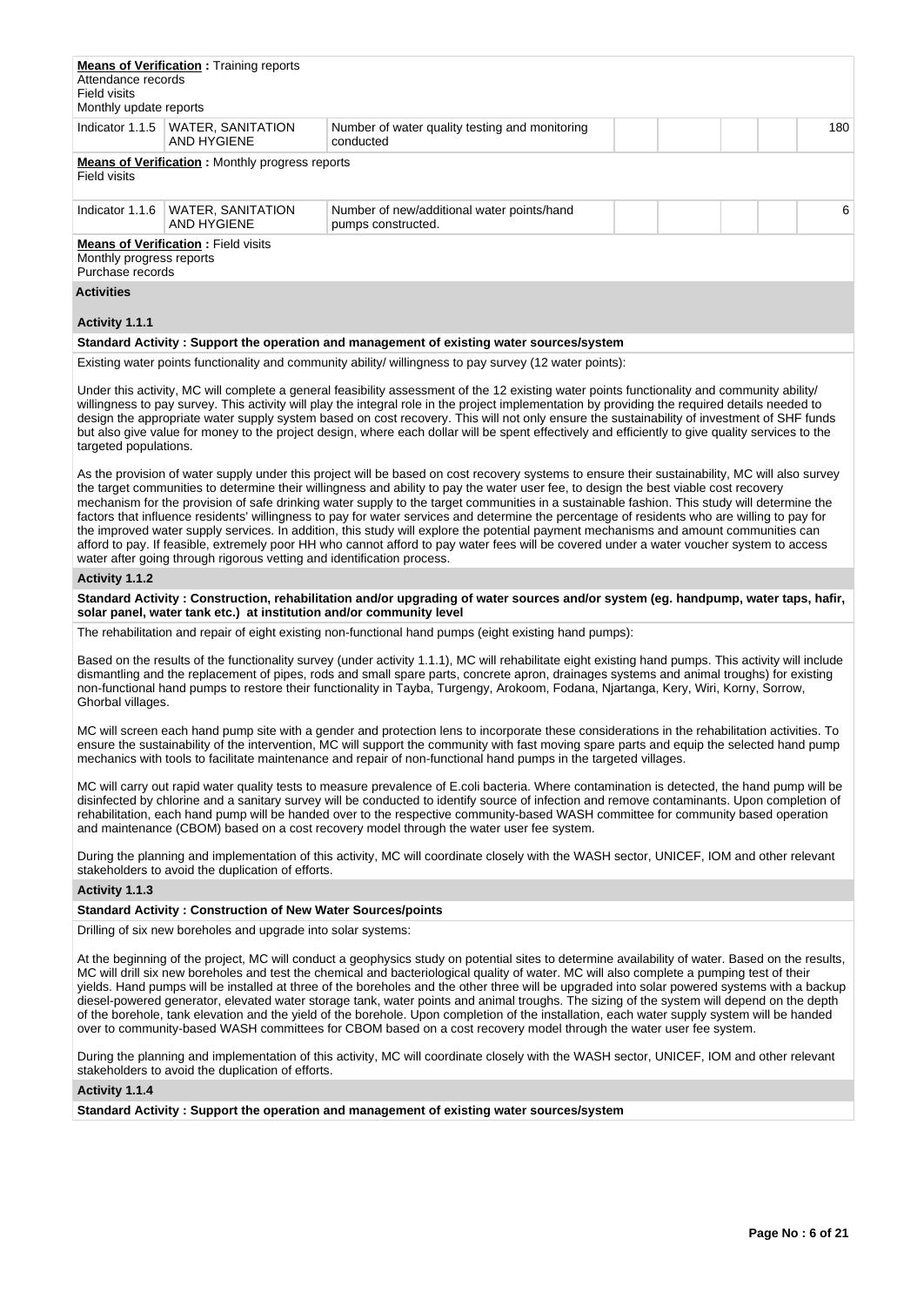**Means of Verification :** Training reports
Attendance records
Field visits
Monthly update reports

| Indicator 1.1.5 | WATER, SANITATION AND HYGIENE | Number of water quality testing and monitoring conducted | | | | | 180 |
|---|---|---|---|---|---|---|---|

**Means of Verification :** Monthly progress reports
Field visits

| Indicator 1.1.6 | WATER, SANITATION AND HYGIENE | Number of new/additional water points/hand pumps constructed. | | | | | 6 |
|---|---|---|---|---|---|---|---|

**Means of Verification :** Field visits
Monthly progress reports
Purchase records

**Activities**

**Activity 1.1.1**

**Standard Activity : Support the operation and management of existing water sources/system**

Existing water points functionality and community ability/ willingness to pay survey (12 water points):

Under this activity, MC will complete a general feasibility assessment of the 12 existing water points functionality and community ability/ willingness to pay survey. This activity will play the integral role in the project implementation by providing the required details needed to design the appropriate water supply system based on cost recovery. This will not only ensure the sustainability of investment of SHF funds but also give value for money to the project design, where each dollar will be spent effectively and efficiently to give quality services to the targeted populations.

As the provision of water supply under this project will be based on cost recovery systems to ensure their sustainability, MC will also survey the target communities to determine their willingness and ability to pay the water user fee, to design the best viable cost recovery mechanism for the provision of safe drinking water supply to the target communities in a sustainable fashion. This study will determine the factors that influence residents' willingness to pay for water services and determine the percentage of residents who are willing to pay for the improved water supply services. In addition, this study will explore the potential payment mechanisms and amount communities can afford to pay. If feasible, extremely poor HH who cannot afford to pay water fees will be covered under a water voucher system to access water after going through rigorous vetting and identification process.

**Activity 1.1.2**

**Standard Activity : Construction, rehabilitation and/or upgrading of water sources and/or system (eg. handpump, water taps, hafir, solar panel, water tank etc.) at institution and/or community level**

The rehabilitation and repair of eight existing non-functional hand pumps (eight existing hand pumps):

Based on the results of the functionality survey (under activity 1.1.1), MC will rehabilitate eight existing hand pumps. This activity will include dismantling and the replacement of pipes, rods and small spare parts, concrete apron, drainages systems and animal troughs) for existing non-functional hand pumps to restore their functionality in Tayba, Turgengy, Arokoom, Fodana, Njartanga, Kery, Wiri, Korny, Sorrow, Ghorbal villages.

MC will screen each hand pump site with a gender and protection lens to incorporate these considerations in the rehabilitation activities. To ensure the sustainability of the intervention, MC will support the community with fast moving spare parts and equip the selected hand pump mechanics with tools to facilitate maintenance and repair of non-functional hand pumps in the targeted villages.

MC will carry out rapid water quality tests to measure prevalence of E.coli bacteria. Where contamination is detected, the hand pump will be disinfected by chlorine and a sanitary survey will be conducted to identify source of infection and remove contaminants. Upon completion of rehabilitation, each hand pump will be handed over to the respective community-based WASH committee for community based operation and maintenance (CBOM) based on a cost recovery model through the water user fee system.

During the planning and implementation of this activity, MC will coordinate closely with the WASH sector, UNICEF, IOM and other relevant stakeholders to avoid the duplication of efforts.

**Activity 1.1.3**

**Standard Activity : Construction of New Water Sources/points**

Drilling of six new boreholes and upgrade into solar systems:

At the beginning of the project, MC will conduct a geophysics study on potential sites to determine availability of water. Based on the results, MC will drill six new boreholes and test the chemical and bacteriological quality of water. MC will also complete a pumping test of their yields. Hand pumps will be installed at three of the boreholes and the other three will be upgraded into solar powered systems with a backup diesel-powered generator, elevated water storage tank, water points and animal troughs. The sizing of the system will depend on the depth of the borehole, tank elevation and the yield of the borehole. Upon completion of the installation, each water supply system will be handed over to community-based WASH committees for CBOM based on a cost recovery model through the water user fee system.

During the planning and implementation of this activity, MC will coordinate closely with the WASH sector, UNICEF, IOM and other relevant stakeholders to avoid the duplication of efforts.

**Activity 1.1.4**

**Standard Activity : Support the operation and management of existing water sources/system**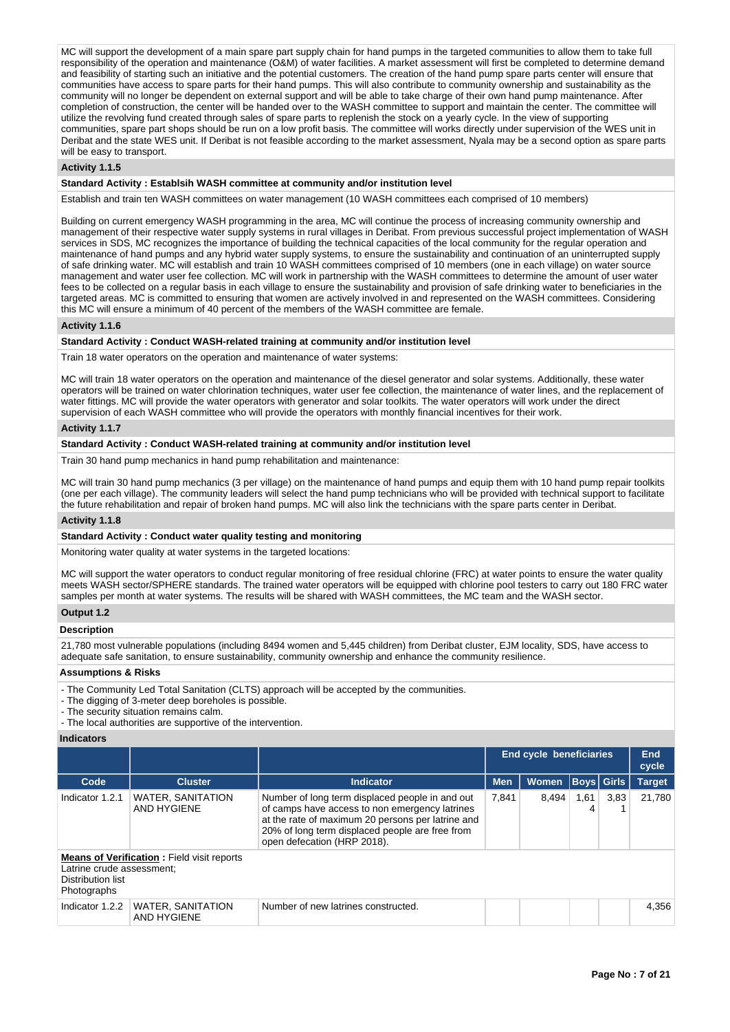MC will support the development of a main spare part supply chain for hand pumps in the targeted communities to allow them to take full responsibility of the operation and maintenance (O&M) of water facilities. A market assessment will first be completed to determine demand and feasibility of starting such an initiative and the potential customers. The creation of the hand pump spare parts center will ensure that communities have access to spare parts for their hand pumps. This will also contribute to community ownership and sustainability as the community will no longer be dependent on external support and will be able to take charge of their own hand pump maintenance. After completion of construction, the center will be handed over to the WASH committee to support and maintain the center. The committee will utilize the revolving fund created through sales of spare parts to replenish the stock on a yearly cycle. In the view of supporting communities, spare part shops should be run on a low profit basis. The committee will works directly under supervision of the WES unit in Deribat and the state WES unit. If Deribat is not feasible according to the market assessment, Nyala may be a second option as spare parts will be easy to transport.

**Activity 1.1.5**

**Standard Activity : Establsih WASH committee at community and/or institution level**

Establish and train ten WASH committees on water management (10 WASH committees each comprised of 10 members)

Building on current emergency WASH programming in the area, MC will continue the process of increasing community ownership and management of their respective water supply systems in rural villages in Deribat. From previous successful project implementation of WASH services in SDS, MC recognizes the importance of building the technical capacities of the local community for the regular operation and maintenance of hand pumps and any hybrid water supply systems, to ensure the sustainability and continuation of an uninterrupted supply of safe drinking water. MC will establish and train 10 WASH committees comprised of 10 members (one in each village) on water source management and water user fee collection. MC will work in partnership with the WASH committees to determine the amount of user water fees to be collected on a regular basis in each village to ensure the sustainability and provision of safe drinking water to beneficiaries in the targeted areas. MC is committed to ensuring that women are actively involved in and represented on the WASH committees. Considering this MC will ensure a minimum of 40 percent of the members of the WASH committee are female.

**Activity 1.1.6**

**Standard Activity : Conduct WASH-related training at community and/or institution level**

Train 18 water operators on the operation and maintenance of water systems:

MC will train 18 water operators on the operation and maintenance of the diesel generator and solar systems. Additionally, these water operators will be trained on water chlorination techniques, water user fee collection, the maintenance of water lines, and the replacement of water fittings. MC will provide the water operators with generator and solar toolkits. The water operators will work under the direct supervision of each WASH committee who will provide the operators with monthly financial incentives for their work.

**Activity 1.1.7**

**Standard Activity : Conduct WASH-related training at community and/or institution level**

Train 30 hand pump mechanics in hand pump rehabilitation and maintenance:

MC will train 30 hand pump mechanics (3 per village) on the maintenance of hand pumps and equip them with 10 hand pump repair toolkits (one per each village). The community leaders will select the hand pump technicians who will be provided with technical support to facilitate the future rehabilitation and repair of broken hand pumps. MC will also link the technicians with the spare parts center in Deribat.

**Activity 1.1.8**

**Standard Activity : Conduct water quality testing and monitoring**

Monitoring water quality at water systems in the targeted locations:

MC will support the water operators to conduct regular monitoring of free residual chlorine (FRC) at water points to ensure the water quality meets WASH sector/SPHERE standards. The trained water operators will be equipped with chlorine pool testers to carry out 180 FRC water samples per month at water systems. The results will be shared with WASH committees, the MC team and the WASH sector.

**Output 1.2**

**Description**

21,780 most vulnerable populations (including 8494 women and 5,445 children) from Deribat cluster, EJM locality, SDS, have access to adequate safe sanitation, to ensure sustainability, community ownership and enhance the community resilience.

**Assumptions & Risks**

- The Community Led Total Sanitation (CLTS) approach will be accepted by the communities.
- The digging of 3-meter deep boreholes is possible.
- The security situation remains calm.
- The local authorities are supportive of the intervention.

**Indicators**

| | | | End cycle beneficiaries | | | | End cycle |
|---|---|---|---|---|---|---|---|
| **Code** | **Cluster** | **Indicator** | **Men** | **Women** | **Boys** | **Girls** | **Target** |
| Indicator 1.2.1 | WATER, SANITATION AND HYGIENE | Number of long term displaced people in and out of camps have access to non emergency latrines at the rate of maximum 20 persons per latrine and 20% of long term displaced people are free from open defecation (HRP 2018). | 7,841 | 8,494 | 1,614 | 3,831 | 21,780 |
| **Means of Verification :** Field visit reports<br>Latrine crude assessment;<br>Distribution list<br>Photographs | | | | | | | |
| Indicator 1.2.2 | WATER, SANITATION AND HYGIENE | Number of new latrines constructed. | | | | | 4,356 |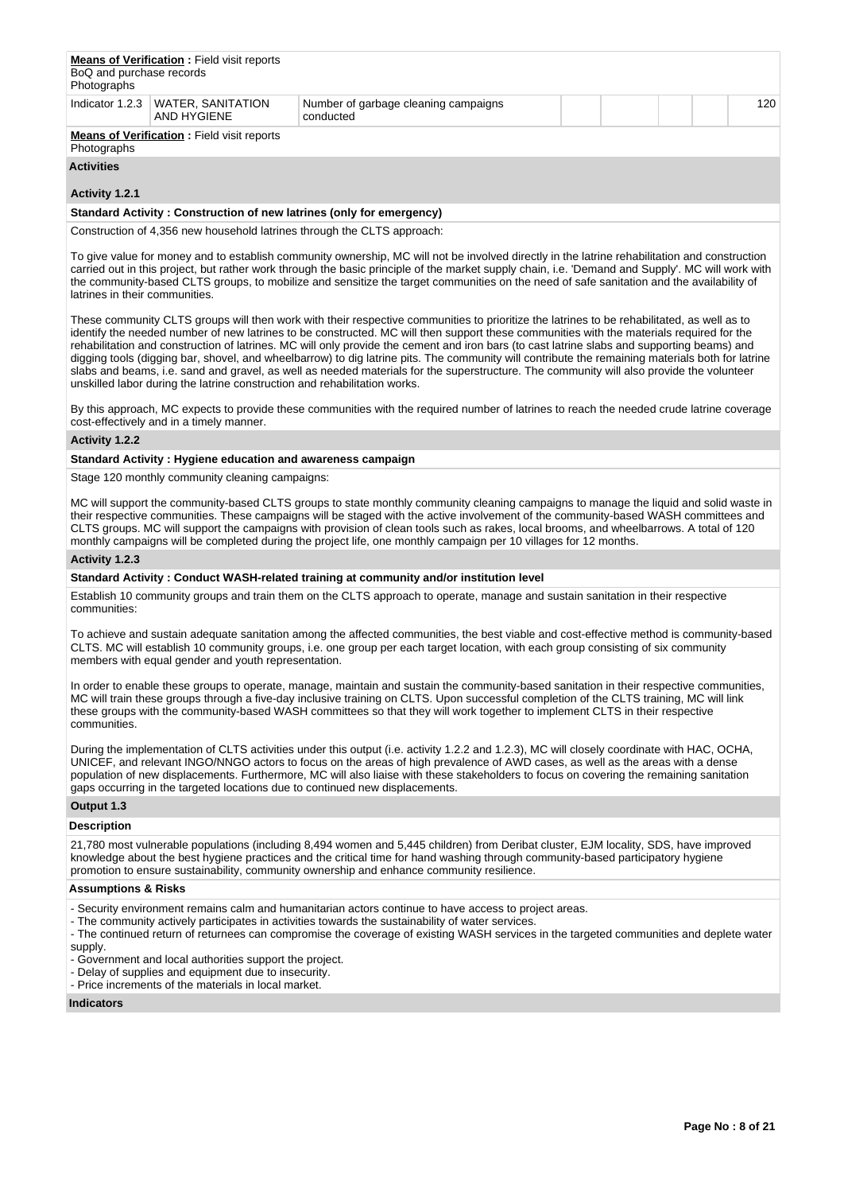**Means of Verification :** Field visit reports
BoQ and purchase records
Photographs

| Indicator 1.2.3 | WATER, SANITATION AND HYGIENE | Number of garbage cleaning campaigns conducted | | | | | 120 |
|---|---|---|---|---|---|---|---|

**Means of Verification :** Field visit reports
Photographs

**Activities**

**Activity 1.2.1**

**Standard Activity : Construction of new latrines (only for emergency)**

Construction of 4,356 new household latrines through the CLTS approach:

To give value for money and to establish community ownership, MC will not be involved directly in the latrine rehabilitation and construction carried out in this project, but rather work through the basic principle of the market supply chain, i.e. 'Demand and Supply'. MC will work with the community-based CLTS groups, to mobilize and sensitize the target communities on the need of safe sanitation and the availability of latrines in their communities.

These community CLTS groups will then work with their respective communities to prioritize the latrines to be rehabilitated, as well as to identify the needed number of new latrines to be constructed. MC will then support these communities with the materials required for the rehabilitation and construction of latrines. MC will only provide the cement and iron bars (to cast latrine slabs and supporting beams) and digging tools (digging bar, shovel, and wheelbarrow) to dig latrine pits. The community will contribute the remaining materials both for latrine slabs and beams, i.e. sand and gravel, as well as needed materials for the superstructure. The community will also provide the volunteer unskilled labor during the latrine construction and rehabilitation works.

By this approach, MC expects to provide these communities with the required number of latrines to reach the needed crude latrine coverage cost-effectively and in a timely manner.

**Activity 1.2.2**

**Standard Activity : Hygiene education and awareness campaign**

Stage 120 monthly community cleaning campaigns:

MC will support the community-based CLTS groups to state monthly community cleaning campaigns to manage the liquid and solid waste in their respective communities. These campaigns will be staged with the active involvement of the community-based WASH committees and CLTS groups. MC will support the campaigns with provision of clean tools such as rakes, local brooms, and wheelbarrows. A total of 120 monthly campaigns will be completed during the project life, one monthly campaign per 10 villages for 12 months.

**Activity 1.2.3**

**Standard Activity : Conduct WASH-related training at community and/or institution level**

Establish 10 community groups and train them on the CLTS approach to operate, manage and sustain sanitation in their respective communities:

To achieve and sustain adequate sanitation among the affected communities, the best viable and cost-effective method is community-based CLTS. MC will establish 10 community groups, i.e. one group per each target location, with each group consisting of six community members with equal gender and youth representation.

In order to enable these groups to operate, manage, maintain and sustain the community-based sanitation in their respective communities, MC will train these groups through a five-day inclusive training on CLTS. Upon successful completion of the CLTS training, MC will link these groups with the community-based WASH committees so that they will work together to implement CLTS in their respective communities.

During the implementation of CLTS activities under this output (i.e. activity 1.2.2 and 1.2.3), MC will closely coordinate with HAC, OCHA, UNICEF, and relevant INGO/NNGO actors to focus on the areas of high prevalence of AWD cases, as well as the areas with a dense population of new displacements. Furthermore, MC will also liaise with these stakeholders to focus on covering the remaining sanitation gaps occurring in the targeted locations due to continued new displacements.

**Output 1.3**

**Description**

21,780 most vulnerable populations (including 8,494 women and 5,445 children) from Deribat cluster, EJM locality, SDS, have improved knowledge about the best hygiene practices and the critical time for hand washing through community-based participatory hygiene promotion to ensure sustainability, community ownership and enhance community resilience.

**Assumptions & Risks**

- Security environment remains calm and humanitarian actors continue to have access to project areas.
- The community actively participates in activities towards the sustainability of water services.
- The continued return of returnees can compromise the coverage of existing WASH services in the targeted communities and deplete water supply.
- Government and local authorities support the project.
- Delay of supplies and equipment due to insecurity.
- Price increments of the materials in local market.

**Indicators**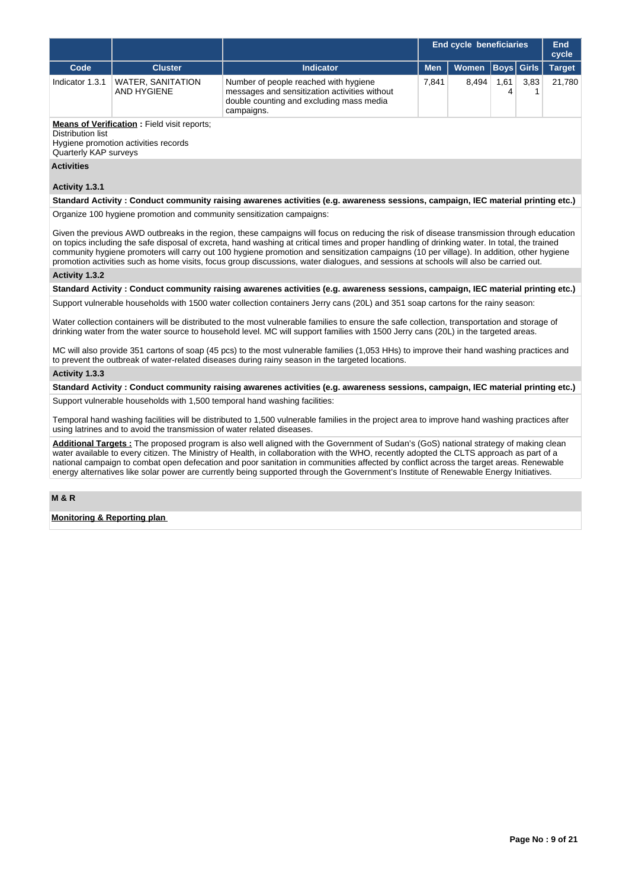| | | | End cycle beneficiaries | | | | End cycle |
|---|---|---|---|---|---|---|---|
| Code | Cluster | Indicator | Men | Women | Boys | Girls | Target |
| Indicator 1.3.1 | WATER, SANITATION AND HYGIENE | Number of people reached with hygiene messages and sensitization activities without double counting and excluding mass media campaigns. | 7,841 | 8,494 | 1,614 | 3,831 | 21,780 |

**Means of Verification :** Field visit reports;
Distribution list
Hygiene promotion activities records
Quarterly KAP surveys

**Activities**

**Activity 1.3.1**

**Standard Activity : Conduct community raising awarenes activities (e.g. awareness sessions, campaign, IEC material printing etc.)**

Organize 100 hygiene promotion and community sensitization campaigns:

Given the previous AWD outbreaks in the region, these campaigns will focus on reducing the risk of disease transmission through education on topics including the safe disposal of excreta, hand washing at critical times and proper handling of drinking water. In total, the trained community hygiene promoters will carry out 100 hygiene promotion and sensitization campaigns (10 per village). In addition, other hygiene promotion activities such as home visits, focus group discussions, water dialogues, and sessions at schools will also be carried out.

**Activity 1.3.2**

**Standard Activity : Conduct community raising awarenes activities (e.g. awareness sessions, campaign, IEC material printing etc.)**

Support vulnerable households with 1500 water collection containers Jerry cans (20L) and 351 soap cartons for the rainy season:

Water collection containers will be distributed to the most vulnerable families to ensure the safe collection, transportation and storage of drinking water from the water source to household level. MC will support families with 1500 Jerry cans (20L) in the targeted areas.

MC will also provide 351 cartons of soap (45 pcs) to the most vulnerable families (1,053 HHs) to improve their hand washing practices and to prevent the outbreak of water-related diseases during rainy season in the targeted locations.

**Activity 1.3.3**

**Standard Activity : Conduct community raising awarenes activities (e.g. awareness sessions, campaign, IEC material printing etc.)**

Support vulnerable households with 1,500 temporal hand washing facilities:

Temporal hand washing facilities will be distributed to 1,500 vulnerable families in the project area to improve hand washing practices after using latrines and to avoid the transmission of water related diseases.

**Additional Targets :** The proposed program is also well aligned with the Government of Sudan's (GoS) national strategy of making clean water available to every citizen. The Ministry of Health, in collaboration with the WHO, recently adopted the CLTS approach as part of a national campaign to combat open defecation and poor sanitation in communities affected by conflict across the target areas. Renewable energy alternatives like solar power are currently being supported through the Government's Institute of Renewable Energy Initiatives.

**M & R**

**Monitoring & Reporting plan**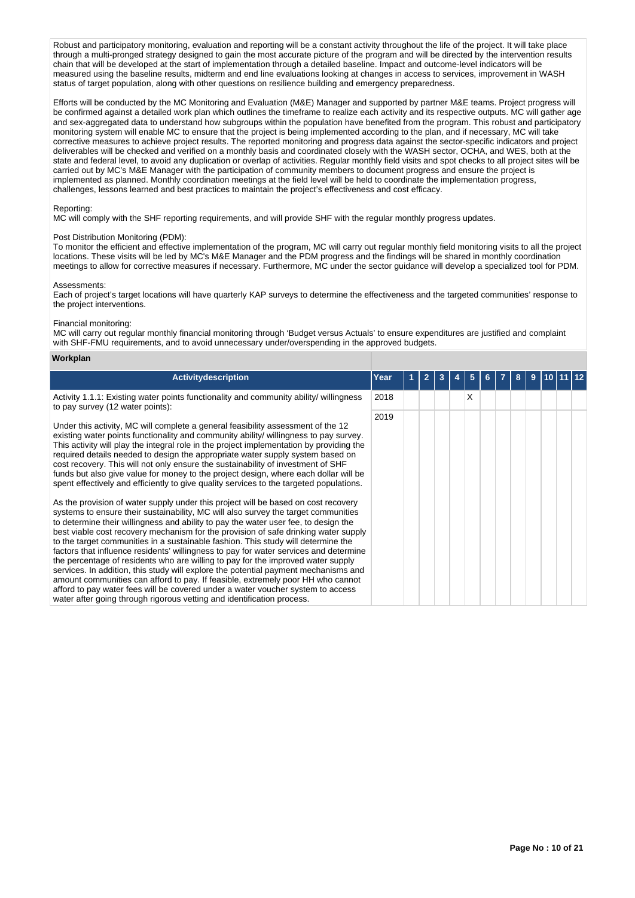Robust and participatory monitoring, evaluation and reporting will be a constant activity throughout the life of the project. It will take place through a multi-pronged strategy designed to gain the most accurate picture of the program and will be directed by the intervention results chain that will be developed at the start of implementation through a detailed baseline. Impact and outcome-level indicators will be measured using the baseline results, midterm and end line evaluations looking at changes in access to services, improvement in WASH status of target population, along with other questions on resilience building and emergency preparedness.

Efforts will be conducted by the MC Monitoring and Evaluation (M&E) Manager and supported by partner M&E teams. Project progress will be confirmed against a detailed work plan which outlines the timeframe to realize each activity and its respective outputs. MC will gather age and sex-aggregated data to understand how subgroups within the population have benefited from the program. This robust and participatory monitoring system will enable MC to ensure that the project is being implemented according to the plan, and if necessary, MC will take corrective measures to achieve project results. The reported monitoring and progress data against the sector-specific indicators and project deliverables will be checked and verified on a monthly basis and coordinated closely with the WASH sector, OCHA, and WES, both at the state and federal level, to avoid any duplication or overlap of activities. Regular monthly field visits and spot checks to all project sites will be carried out by MC's M&E Manager with the participation of community members to document progress and ensure the project is implemented as planned. Monthly coordination meetings at the field level will be held to coordinate the implementation progress, challenges, lessons learned and best practices to maintain the project's effectiveness and cost efficacy.

Reporting:
MC will comply with the SHF reporting requirements, and will provide SHF with the regular monthly progress updates.

Post Distribution Monitoring (PDM):
To monitor the efficient and effective implementation of the program, MC will carry out regular monthly field monitoring visits to all the project locations. These visits will be led by MC's M&E Manager and the PDM progress and the findings will be shared in monthly coordination meetings to allow for corrective measures if necessary. Furthermore, MC under the sector guidance will develop a specialized tool for PDM.

Assessments:
Each of project's target locations will have quarterly KAP surveys to determine the effectiveness and the targeted communities' response to the project interventions.

Financial monitoring:
MC will carry out regular monthly financial monitoring through 'Budget versus Actuals' to ensure expenditures are justified and complaint with SHF-FMU requirements, and to avoid unnecessary under/overspending in the approved budgets.

## Workplan

| Activitydescription | Year | 1 | 2 | 3 | 4 | 5 | 6 | 7 | 8 | 9 | 10 | 11 | 12 |
|---|---|---|---|---|---|---|---|---|---|---|---|---|---|
| Activity 1.1.1: Existing water points functionality and community ability/ willingness to pay survey (12 water points):<br><br>Under this activity, MC will complete a general feasibility assessment of the 12 existing water points functionality and community ability/ willingness to pay survey. This activity will play the integral role in the project implementation by providing the required details needed to design the appropriate water supply system based on cost recovery. This will not only ensure the sustainability of investment of SHF funds but also give value for money to the project design, where each dollar will be spent effectively and efficiently to give quality services to the targeted populations.<br><br>As the provision of water supply under this project will be based on cost recovery systems to ensure their sustainability, MC will also survey the target communities to determine their willingness and ability to pay the water user fee, to design the best viable cost recovery mechanism for the provision of safe drinking water supply to the target communities in a sustainable fashion. This study will determine the factors that influence residents' willingness to pay for water services and determine the percentage of residents who are willing to pay for the improved water supply services. In addition, this study will explore the potential payment mechanisms and amount communities can afford to pay. If feasible, extremely poor HH who cannot afford to pay water fees will be covered under a water voucher system to access water after going through rigorous vetting and identification process. | 2018 | | | | | X | | | | | | | |
| | 2019 | | | | | | | | | | | | |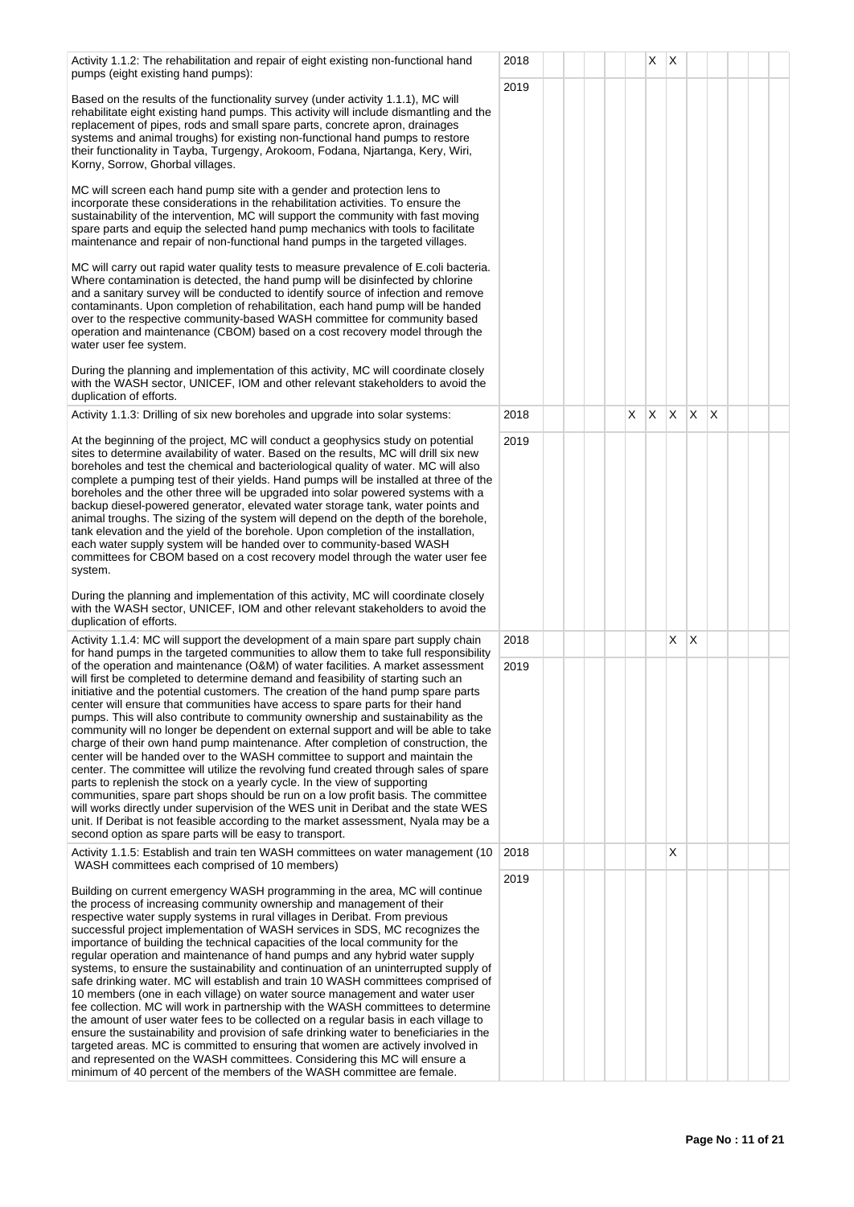| | | | | | | | | | | | | | |
|---|---|---|---|---|---|---|---|---|---|---|---|---|---|
| Activity 1.1.2: The rehabilitation and repair of eight existing non-functional hand pumps (eight existing hand pumps):<br><br>Based on the results of the functionality survey (under activity 1.1.1), MC will rehabilitate eight existing hand pumps. This activity will include dismantling and the replacement of pipes, rods and small spare parts, concrete apron, drainages systems and animal troughs) for existing non-functional hand pumps to restore their functionality in Tayba, Turgengy, Arokoom, Fodana, Njartanga, Kery, Wiri, Korny, Sorrow, Ghorbal villages.<br><br>MC will screen each hand pump site with a gender and protection lens to incorporate these considerations in the rehabilitation activities. To ensure the sustainability of the intervention, MC will support the community with fast moving spare parts and equip the selected hand pump mechanics with tools to facilitate maintenance and repair of non-functional hand pumps in the targeted villages.<br><br>MC will carry out rapid water quality tests to measure prevalence of E.coli bacteria. Where contamination is detected, the hand pump will be disinfected by chlorine and a sanitary survey will be conducted to identify source of infection and remove contaminants. Upon completion of rehabilitation, each hand pump will be handed over to the respective community-based WASH committee for community based operation and maintenance (CBOM) based on a cost recovery model through the water user fee system.<br><br>During the planning and implementation of this activity, MC will coordinate closely with the WASH sector, UNICEF, IOM and other relevant stakeholders to avoid the duplication of efforts. | 2018 | | | | | | X | X | | | | | |
| | 2019 | | | | | | | | | | | | |
| Activity 1.1.3: Drilling of six new boreholes and upgrade into solar systems:<br><br>At the beginning of the project, MC will conduct a geophysics study on potential sites to determine availability of water. Based on the results, MC will drill six new boreholes and test the chemical and bacteriological quality of water. MC will also complete a pumping test of their yields. Hand pumps will be installed at three of the boreholes and the other three will be upgraded into solar powered systems with a backup diesel-powered generator, elevated water storage tank, water points and animal troughs. The sizing of the system will depend on the depth of the borehole, tank elevation and the yield of the borehole. Upon completion of the installation, each water supply system will be handed over to community-based WASH committees for CBOM based on a cost recovery model through the water user fee system.<br><br>During the planning and implementation of this activity, MC will coordinate closely with the WASH sector, UNICEF, IOM and other relevant stakeholders to avoid the duplication of efforts. | 2018 | | | | | X | X | X | X | X | | | |
| | 2019 | | | | | | | | | | | | |
| Activity 1.1.4: MC will support the development of a main spare part supply chain for hand pumps in the targeted communities to allow them to take full responsibility of the operation and maintenance (O&M) of water facilities. A market assessment will first be completed to determine demand and feasibility of starting such an initiative and the potential customers. The creation of the hand pump spare parts center will ensure that communities have access to spare parts for their hand pumps. This will also contribute to community ownership and sustainability as the community will no longer be dependent on external support and will be able to take charge of their own hand pump maintenance. After completion of construction, the center will be handed over to the WASH committee to support and maintain the center. The committee will utilize the revolving fund created through sales of spare parts to replenish the stock on a yearly cycle. In the view of supporting communities, spare part shops should be run on a low profit basis. The committee will works directly under supervision of the WES unit in Deribat and the state WES unit. If Deribat is not feasible according to the market assessment, Nyala may be a second option as spare parts will be easy to transport. | 2018 | | | | | | | X | X | | | | |
| | 2019 | | | | | | | | | | | | |
| Activity 1.1.5: Establish and train ten WASH committees on water management (10 WASH committees each comprised of 10 members)<br><br>Building on current emergency WASH programming in the area, MC will continue the process of increasing community ownership and management of their respective water supply systems in rural villages in Deribat. From previous successful project implementation of WASH services in SDS, MC recognizes the importance of building the technical capacities of the local community for the regular operation and maintenance of hand pumps and any hybrid water supply systems, to ensure the sustainability and continuation of an uninterrupted supply of safe drinking water. MC will establish and train 10 WASH committees comprised of 10 members (one in each village) on water source management and water user fee collection. MC will work in partnership with the WASH committees to determine the amount of user water fees to be collected on a regular basis in each village to ensure the sustainability and provision of safe drinking water to beneficiaries in the targeted areas. MC is committed to ensuring that women are actively involved in and represented on the WASH committees. Considering this MC will ensure a minimum of 40 percent of the members of the WASH committee are female. | 2018 | | | | | | | X | | | | | |
| | 2019 | | | | | | | | | | | | |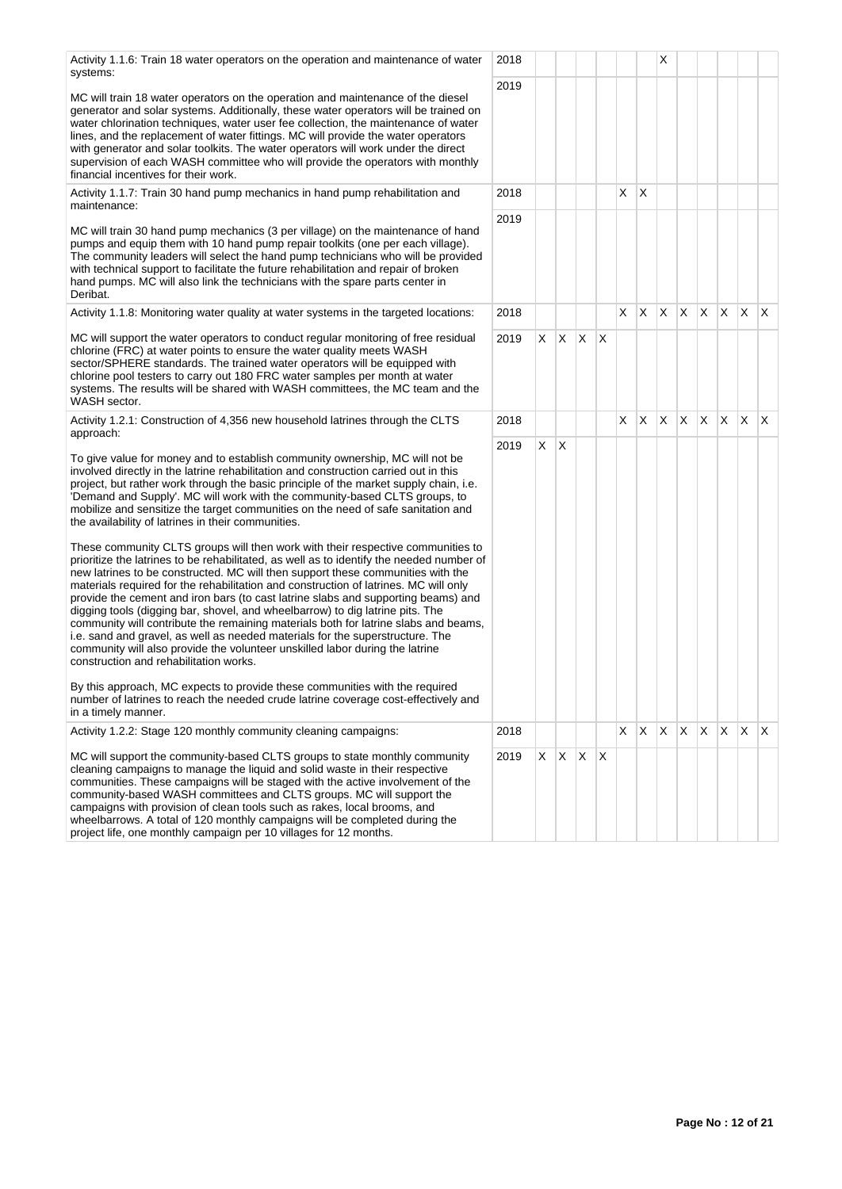| Activity | Year | 1 | 2 | 3 | 4 | 5 | 6 | 7 | 8 | 9 | 10 | 11 | 12 |
|---|---|---|---|---|---|---|---|---|---|---|---|---|---|
| Activity 1.1.6: Train 18 water operators on the operation and maintenance of water systems:<br><br>MC will train 18 water operators on the operation and maintenance of the diesel generator and solar systems. Additionally, these water operators will be trained on water chlorination techniques, water user fee collection, the maintenance of water lines, and the replacement of water fittings. MC will provide the water operators with generator and solar toolkits. The water operators will work under the direct supervision of each WASH committee who will provide the operators with monthly financial incentives for their work. | 2018 | | | | | | | X | | | | | |
| | 2019 | | | | | | | | | | | | |
| Activity 1.1.7: Train 30 hand pump mechanics in hand pump rehabilitation and maintenance:<br><br>MC will train 30 hand pump mechanics (3 per village) on the maintenance of hand pumps and equip them with 10 hand pump repair toolkits (one per each village). The community leaders will select the hand pump technicians who will be provided with technical support to facilitate the future rehabilitation and repair of broken hand pumps. MC will also link the technicians with the spare parts center in Deribat. | 2018 | | | | | X | X | | | | | | |
| | 2019 | | | | | | | | | | | | |
| Activity 1.1.8: Monitoring water quality at water systems in the targeted locations:<br><br>MC will support the water operators to conduct regular monitoring of free residual chlorine (FRC) at water points to ensure the water quality meets WASH sector/SPHERE standards. The trained water operators will be equipped with chlorine pool testers to carry out 180 FRC water samples per month at water systems. The results will be shared with WASH committees, the MC team and the WASH sector. | 2018 | | | | | X | X | X | X | X | X | X | X |
| | 2019 | X | X | X | X | | | | | | | | |
| Activity 1.2.1: Construction of 4,356 new household latrines through the CLTS approach:<br><br>To give value for money and to establish community ownership, MC will not be involved directly in the latrine rehabilitation and construction carried out in this project, but rather work through the basic principle of the market supply chain, i.e. 'Demand and Supply'. MC will work with the community-based CLTS groups, to mobilize and sensitize the target communities on the need of safe sanitation and the availability of latrines in their communities.<br><br>These community CLTS groups will then work with their respective communities to prioritize the latrines to be rehabilitated, as well as to identify the needed number of new latrines to be constructed. MC will then support these communities with the materials required for the rehabilitation and construction of latrines. MC will only provide the cement and iron bars (to cast latrine slabs and supporting beams) and digging tools (digging bar, shovel, and wheelbarrow) to dig latrine pits. The community will contribute the remaining materials both for latrine slabs and beams, i.e. sand and gravel, as well as needed materials for the superstructure. The community will also provide the volunteer unskilled labor during the latrine construction and rehabilitation works.<br><br>By this approach, MC expects to provide these communities with the required number of latrines to reach the needed crude latrine coverage cost-effectively and in a timely manner. | 2018 | | | | | X | X | X | X | X | X | X | X |
| | 2019 | X | X | | | | | | | | | | |
| Activity 1.2.2: Stage 120 monthly community cleaning campaigns:<br><br>MC will support the community-based CLTS groups to state monthly community cleaning campaigns to manage the liquid and solid waste in their respective communities. These campaigns will be staged with the active involvement of the community-based WASH committees and CLTS groups. MC will support the campaigns with provision of clean tools such as rakes, local brooms, and wheelbarrows. A total of 120 monthly campaigns will be completed during the project life, one monthly campaign per 10 villages for 12 months. | 2018 | | | | | X | X | X | X | X | X | X | X |
| | 2019 | X | X | X | X | | | | | | | | |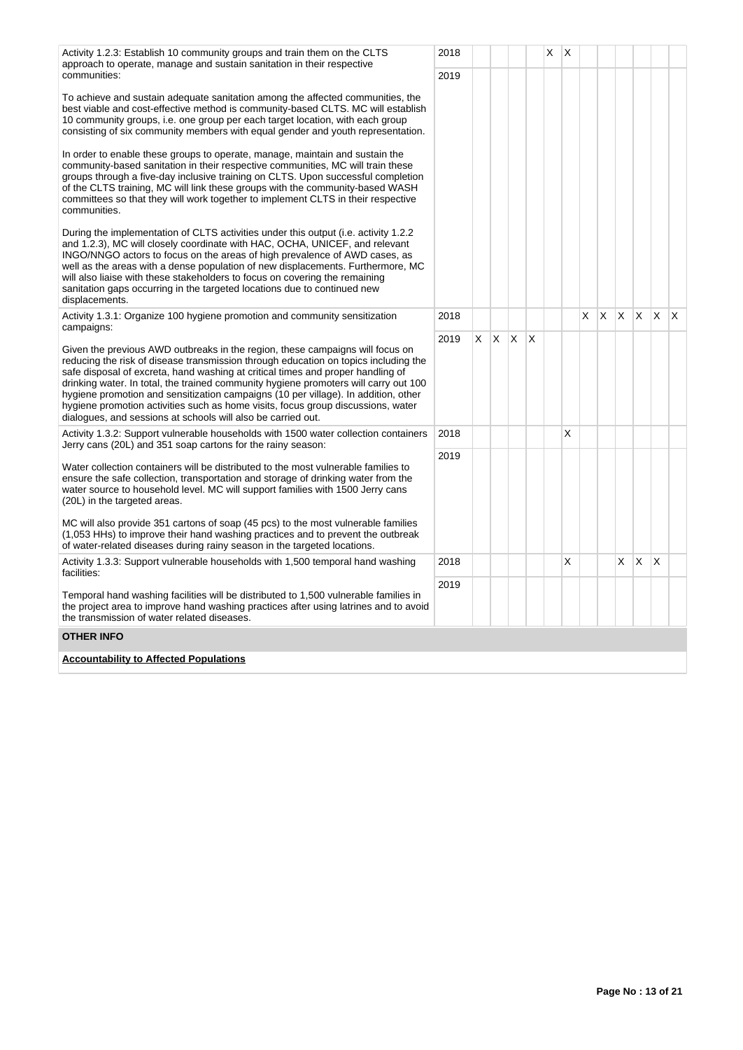| Activity | Year | 1 | 2 | 3 | 4 | 5 | 6 | 7 | 8 | 9 | 10 | 11 | 12 |
|---|---|---|---|---|---|---|---|---|---|---|---|---|---|
| Activity 1.2.3: Establish 10 community groups and train them on the CLTS approach to operate, manage and sustain sanitation in their respective communities:<br><br>To achieve and sustain adequate sanitation among the affected communities, the best viable and cost-effective method is community-based CLTS. MC will establish 10 community groups, i.e. one group per each target location, with each group consisting of six community members with equal gender and youth representation.<br><br>In order to enable these groups to operate, manage, maintain and sustain the community-based sanitation in their respective communities, MC will train these groups through a five-day inclusive training on CLTS. Upon successful completion of the CLTS training, MC will link these groups with the community-based WASH committees so that they will work together to implement CLTS in their respective communities.<br><br>During the implementation of CLTS activities under this output (i.e. activity 1.2.2 and 1.2.3), MC will closely coordinate with HAC, OCHA, UNICEF, and relevant INGO/NNGO actors to focus on the areas of high prevalence of AWD cases, as well as the areas with a dense population of new displacements. Furthermore, MC will also liaise with these stakeholders to focus on covering the remaining sanitation gaps occurring in the targeted locations due to continued new displacements. | 2018 | | | | | X | X | | | | | | |
| | 2019 | | | | | | | | | | | | |
| Activity 1.3.1: Organize 100 hygiene promotion and community sensitization campaigns:<br><br>Given the previous AWD outbreaks in the region, these campaigns will focus on reducing the risk of disease transmission through education on topics including the safe disposal of excreta, hand washing at critical times and proper handling of drinking water. In total, the trained community hygiene promoters will carry out 100 hygiene promotion and sensitization campaigns (10 per village). In addition, other hygiene promotion activities such as home visits, focus group discussions, water dialogues, and sessions at schools will also be carried out. | 2018 | | | | | | | X | X | X | X | X | X |
| | 2019 | X | X | X | X | | | | | | | | |
| Activity 1.3.2: Support vulnerable households with 1500 water collection containers Jerry cans (20L) and 351 soap cartons for the rainy season:<br><br>Water collection containers will be distributed to the most vulnerable families to ensure the safe collection, transportation and storage of drinking water from the water source to household level. MC will support families with 1500 Jerry cans (20L) in the targeted areas.<br><br>MC will also provide 351 cartons of soap (45 pcs) to the most vulnerable families (1,053 HHs) to improve their hand washing practices and to prevent the outbreak of water-related diseases during rainy season in the targeted locations. | 2018 | | | | | | X | | | | | | |
| | 2019 | | | | | | | | | | | | |
| Activity 1.3.3: Support vulnerable households with 1,500 temporal hand washing facilities:<br><br>Temporal hand washing facilities will be distributed to 1,500 vulnerable families in the project area to improve hand washing practices after using latrines and to avoid the transmission of water related diseases. | 2018 | | | | | | X | | | X | X | X | |
| | 2019 | | | | | | | | | | | | |

**OTHER INFO**

**Accountability to Affected Populations**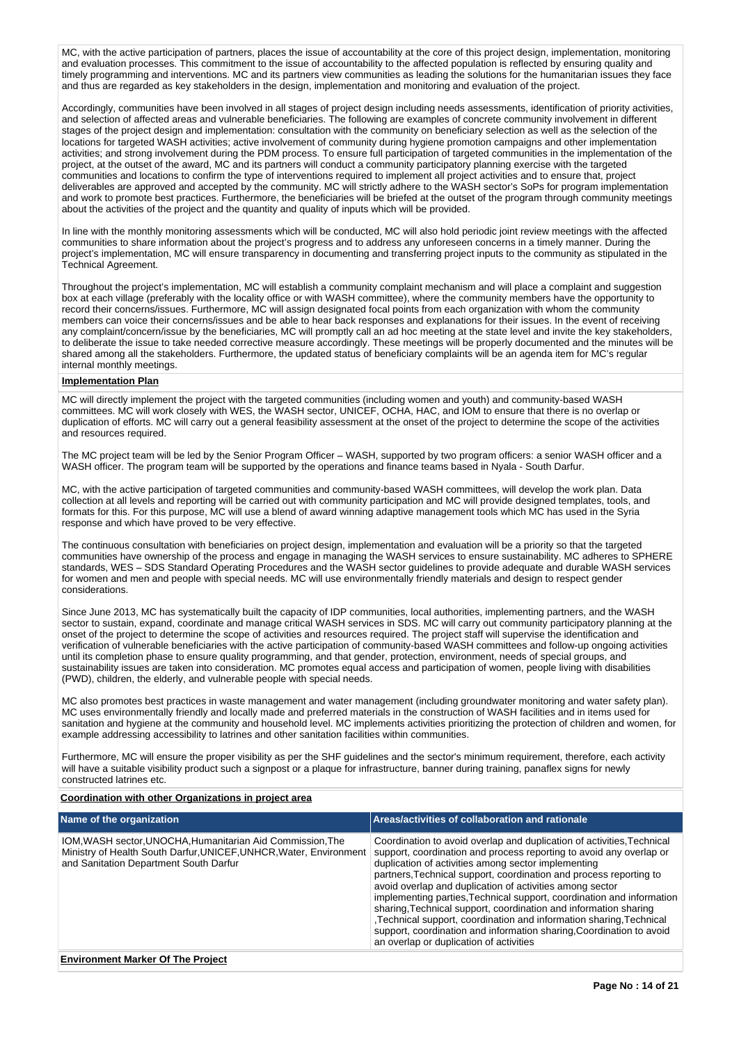MC, with the active participation of partners, places the issue of accountability at the core of this project design, implementation, monitoring and evaluation processes. This commitment to the issue of accountability to the affected population is reflected by ensuring quality and timely programming and interventions. MC and its partners view communities as leading the solutions for the humanitarian issues they face and thus are regarded as key stakeholders in the design, implementation and monitoring and evaluation of the project.

Accordingly, communities have been involved in all stages of project design including needs assessments, identification of priority activities, and selection of affected areas and vulnerable beneficiaries. The following are examples of concrete community involvement in different stages of the project design and implementation: consultation with the community on beneficiary selection as well as the selection of the locations for targeted WASH activities; active involvement of community during hygiene promotion campaigns and other implementation activities; and strong involvement during the PDM process. To ensure full participation of targeted communities in the implementation of the project, at the outset of the award, MC and its partners will conduct a community participatory planning exercise with the targeted communities and locations to confirm the type of interventions required to implement all project activities and to ensure that, project deliverables are approved and accepted by the community. MC will strictly adhere to the WASH sector's SoPs for program implementation and work to promote best practices. Furthermore, the beneficiaries will be briefed at the outset of the program through community meetings about the activities of the project and the quantity and quality of inputs which will be provided.

In line with the monthly monitoring assessments which will be conducted, MC will also hold periodic joint review meetings with the affected communities to share information about the project's progress and to address any unforeseen concerns in a timely manner. During the project's implementation, MC will ensure transparency in documenting and transferring project inputs to the community as stipulated in the Technical Agreement.

Throughout the project's implementation, MC will establish a community complaint mechanism and will place a complaint and suggestion box at each village (preferably with the locality office or with WASH committee), where the community members have the opportunity to record their concerns/issues. Furthermore, MC will assign designated focal points from each organization with whom the community members can voice their concerns/issues and be able to hear back responses and explanations for their issues. In the event of receiving any complaint/concern/issue by the beneficiaries, MC will promptly call an ad hoc meeting at the state level and invite the key stakeholders, to deliberate the issue to take needed corrective measure accordingly. These meetings will be properly documented and the minutes will be shared among all the stakeholders. Furthermore, the updated status of beneficiary complaints will be an agenda item for MC's regular internal monthly meetings.

**Implementation Plan**

MC will directly implement the project with the targeted communities (including women and youth) and community-based WASH committees. MC will work closely with WES, the WASH sector, UNICEF, OCHA, HAC, and IOM to ensure that there is no overlap or duplication of efforts. MC will carry out a general feasibility assessment at the onset of the project to determine the scope of the activities and resources required.

The MC project team will be led by the Senior Program Officer – WASH, supported by two program officers: a senior WASH officer and a WASH officer. The program team will be supported by the operations and finance teams based in Nyala - South Darfur.

MC, with the active participation of targeted communities and community-based WASH committees, will develop the work plan. Data collection at all levels and reporting will be carried out with community participation and MC will provide designed templates, tools, and formats for this. For this purpose, MC will use a blend of award winning adaptive management tools which MC has used in the Syria response and which have proved to be very effective.

The continuous consultation with beneficiaries on project design, implementation and evaluation will be a priority so that the targeted communities have ownership of the process and engage in managing the WASH services to ensure sustainability. MC adheres to SPHERE standards, WES – SDS Standard Operating Procedures and the WASH sector guidelines to provide adequate and durable WASH services for women and men and people with special needs. MC will use environmentally friendly materials and design to respect gender considerations.

Since June 2013, MC has systematically built the capacity of IDP communities, local authorities, implementing partners, and the WASH sector to sustain, expand, coordinate and manage critical WASH services in SDS. MC will carry out community participatory planning at the onset of the project to determine the scope of activities and resources required. The project staff will supervise the identification and verification of vulnerable beneficiaries with the active participation of community-based WASH committees and follow-up ongoing activities until its completion phase to ensure quality programming, and that gender, protection, environment, needs of special groups, and sustainability issues are taken into consideration. MC promotes equal access and participation of women, people living with disabilities (PWD), children, the elderly, and vulnerable people with special needs.

MC also promotes best practices in waste management and water management (including groundwater monitoring and water safety plan). MC uses environmentally friendly and locally made and preferred materials in the construction of WASH facilities and in items used for sanitation and hygiene at the community and household level. MC implements activities prioritizing the protection of children and women, for example addressing accessibility to latrines and other sanitation facilities within communities.

Furthermore, MC will ensure the proper visibility as per the SHF guidelines and the sector's minimum requirement, therefore, each activity will have a suitable visibility product such a signpost or a plaque for infrastructure, banner during training, panaflex signs for newly constructed latrines etc.

**Coordination with other Organizations in project area**

| Name of the organization | Areas/activities of collaboration and rationale |
|---|---|
| IOM,WASH sector,UNOCHA,Humanitarian Aid Commission,The Ministry of Health South Darfur,UNICEF,UNHCR,Water, Environment and Sanitation Department South Darfur | Coordination to avoid overlap and duplication of activities,Technical support, coordination and process reporting to avoid any overlap or duplication of activities among sector implementing partners,Technical support, coordination and process reporting to avoid overlap and duplication of activities among sector implementing parties,Technical support, coordination and information sharing,Technical support, coordination and information sharing ,Technical support, coordination and information sharing,Technical support, coordination and information sharing,Coordination to avoid an overlap or duplication of activities |

**Environment Marker Of The Project**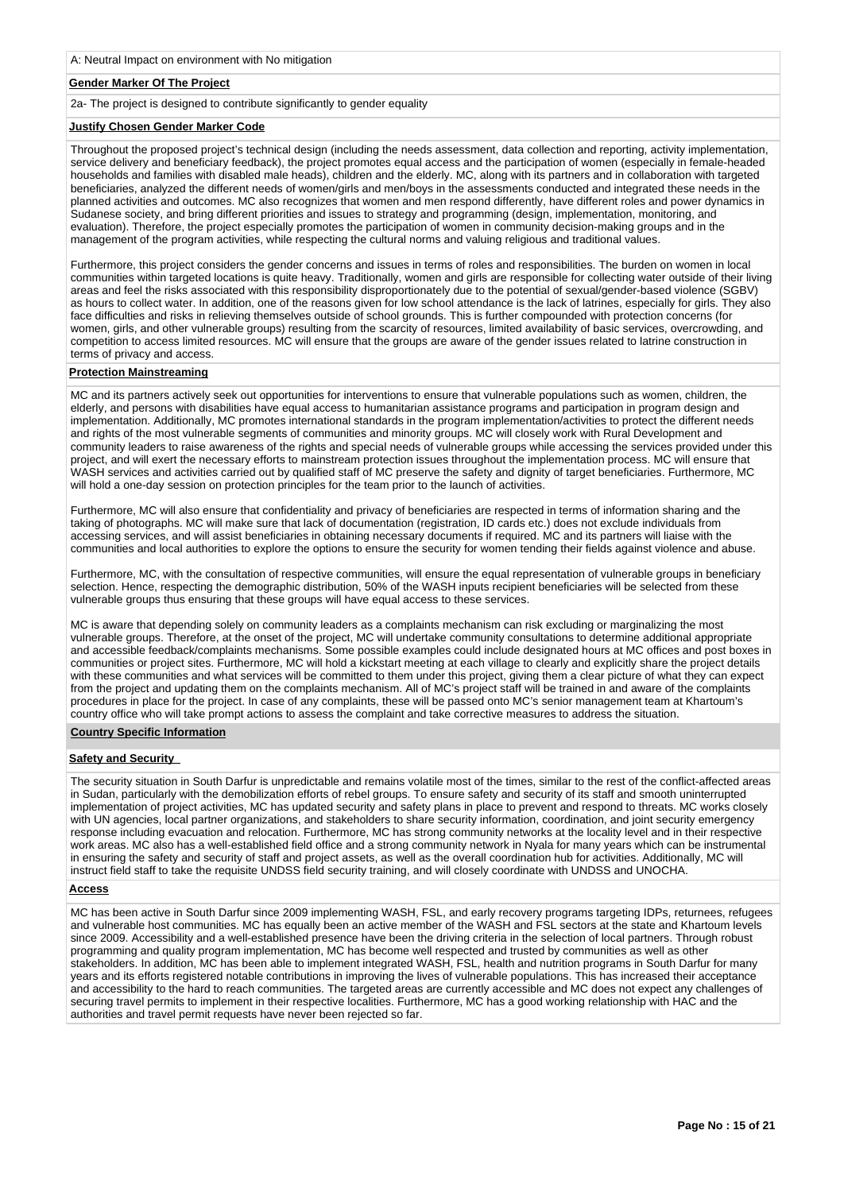A: Neutral Impact on environment with No mitigation

**Gender Marker Of The Project**

2a- The project is designed to contribute significantly to gender equality

**Justify Chosen Gender Marker Code**

Throughout the proposed project's technical design (including the needs assessment, data collection and reporting, activity implementation, service delivery and beneficiary feedback), the project promotes equal access and the participation of women (especially in female-headed households and families with disabled male heads), children and the elderly. MC, along with its partners and in collaboration with targeted beneficiaries, analyzed the different needs of women/girls and men/boys in the assessments conducted and integrated these needs in the planned activities and outcomes. MC also recognizes that women and men respond differently, have different roles and power dynamics in Sudanese society, and bring different priorities and issues to strategy and programming (design, implementation, monitoring, and evaluation). Therefore, the project especially promotes the participation of women in community decision-making groups and in the management of the program activities, while respecting the cultural norms and valuing religious and traditional values.

Furthermore, this project considers the gender concerns and issues in terms of roles and responsibilities. The burden on women in local communities within targeted locations is quite heavy. Traditionally, women and girls are responsible for collecting water outside of their living areas and feel the risks associated with this responsibility disproportionately due to the potential of sexual/gender-based violence (SGBV) as hours to collect water. In addition, one of the reasons given for low school attendance is the lack of latrines, especially for girls. They also face difficulties and risks in relieving themselves outside of school grounds. This is further compounded with protection concerns (for women, girls, and other vulnerable groups) resulting from the scarcity of resources, limited availability of basic services, overcrowding, and competition to access limited resources. MC will ensure that the groups are aware of the gender issues related to latrine construction in terms of privacy and access.

**Protection Mainstreaming**

MC and its partners actively seek out opportunities for interventions to ensure that vulnerable populations such as women, children, the elderly, and persons with disabilities have equal access to humanitarian assistance programs and participation in program design and implementation. Additionally, MC promotes international standards in the program implementation/activities to protect the different needs and rights of the most vulnerable segments of communities and minority groups. MC will closely work with Rural Development and community leaders to raise awareness of the rights and special needs of vulnerable groups while accessing the services provided under this project, and will exert the necessary efforts to mainstream protection issues throughout the implementation process. MC will ensure that WASH services and activities carried out by qualified staff of MC preserve the safety and dignity of target beneficiaries. Furthermore, MC will hold a one-day session on protection principles for the team prior to the launch of activities.

Furthermore, MC will also ensure that confidentiality and privacy of beneficiaries are respected in terms of information sharing and the taking of photographs. MC will make sure that lack of documentation (registration, ID cards etc.) does not exclude individuals from accessing services, and will assist beneficiaries in obtaining necessary documents if required. MC and its partners will liaise with the communities and local authorities to explore the options to ensure the security for women tending their fields against violence and abuse.

Furthermore, MC, with the consultation of respective communities, will ensure the equal representation of vulnerable groups in beneficiary selection. Hence, respecting the demographic distribution, 50% of the WASH inputs recipient beneficiaries will be selected from these vulnerable groups thus ensuring that these groups will have equal access to these services.

MC is aware that depending solely on community leaders as a complaints mechanism can risk excluding or marginalizing the most vulnerable groups. Therefore, at the onset of the project, MC will undertake community consultations to determine additional appropriate and accessible feedback/complaints mechanisms. Some possible examples could include designated hours at MC offices and post boxes in communities or project sites. Furthermore, MC will hold a kickstart meeting at each village to clearly and explicitly share the project details with these communities and what services will be committed to them under this project, giving them a clear picture of what they can expect from the project and updating them on the complaints mechanism. All of MC's project staff will be trained in and aware of the complaints procedures in place for the project. In case of any complaints, these will be passed onto MC's senior management team at Khartoum's country office who will take prompt actions to assess the complaint and take corrective measures to address the situation.

## Country Specific Information

**Safety and Security**

The security situation in South Darfur is unpredictable and remains volatile most of the times, similar to the rest of the conflict-affected areas in Sudan, particularly with the demobilization efforts of rebel groups. To ensure safety and security of its staff and smooth uninterrupted implementation of project activities, MC has updated security and safety plans in place to prevent and respond to threats. MC works closely with UN agencies, local partner organizations, and stakeholders to share security information, coordination, and joint security emergency response including evacuation and relocation. Furthermore, MC has strong community networks at the locality level and in their respective work areas. MC also has a well-established field office and a strong community network in Nyala for many years which can be instrumental in ensuring the safety and security of staff and project assets, as well as the overall coordination hub for activities. Additionally, MC will instruct field staff to take the requisite UNDSS field security training, and will closely coordinate with UNDSS and UNOCHA.

**Access**

MC has been active in South Darfur since 2009 implementing WASH, FSL, and early recovery programs targeting IDPs, returnees, refugees and vulnerable host communities. MC has equally been an active member of the WASH and FSL sectors at the state and Khartoum levels since 2009. Accessibility and a well-established presence have been the driving criteria in the selection of local partners. Through robust programming and quality program implementation, MC has become well respected and trusted by communities as well as other stakeholders. In addition, MC has been able to implement integrated WASH, FSL, health and nutrition programs in South Darfur for many years and its efforts registered notable contributions in improving the lives of vulnerable populations. This has increased their acceptance and accessibility to the hard to reach communities. The targeted areas are currently accessible and MC does not expect any challenges of securing travel permits to implement in their respective localities. Furthermore, MC has a good working relationship with HAC and the authorities and travel permit requests have never been rejected so far.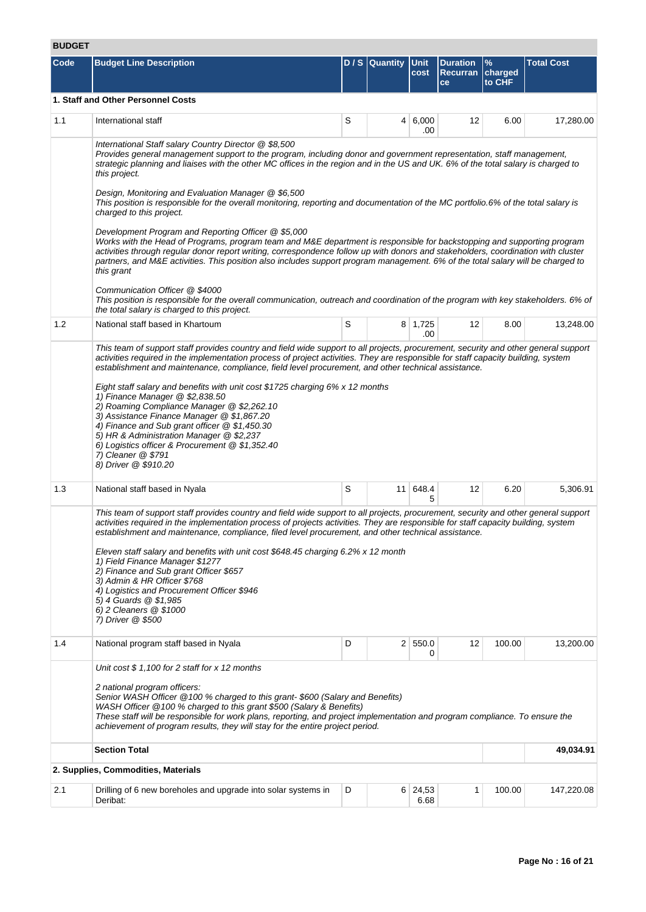## BUDGET

| Code | Budget Line Description | D / S | Quantity | Unit cost | Duration Recurrance | % charged to CHF | Total Cost |
|---|---|---|---|---|---|---|---|
| **1. Staff and Other Personnel Costs** | | | | | | | |
| 1.1 | International staff | S | 4 | 6,000.00 | 12 | 6.00 | 17,280.00 |
| | *International Staff salary Country Director @ $8,500*<br>*Provides general management support to the program, including donor and government representation, staff management, strategic planning and liaises with the other MC offices in the region and in the US and UK. 6% of the total salary is charged to this project.*<br><br>*Design, Monitoring and Evaluation Manager @ $6,500*<br>*This position is responsible for the overall monitoring, reporting and documentation of the MC portfolio.6% of the total salary is charged to this project.*<br><br>*Development Program and Reporting Officer @ $5,000*<br>*Works with the Head of Programs, program team and M&E department is responsible for backstopping and supporting program activities through regular donor report writing, correspondence follow up with donors and stakeholders, coordination with cluster partners, and M&E activities. This position also includes support program management. 6% of the total salary will be charged to this grant*<br><br>*Communication Officer @ $4000*<br>*This position is responsible for the overall communication, outreach and coordination of the program with key stakeholders. 6% of the total salary is charged to this project.* | | | | | | |
| 1.2 | National staff based in Khartoum | S | 8 | 1,725.00 | 12 | 8.00 | 13,248.00 |
| | *This team of support staff provides country and field wide support to all projects, procurement, security and other general support activities required in the implementation process of project activities. They are responsible for staff capacity building, system establishment and maintenance, compliance, field level procurement, and other technical assistance.*<br><br>*Eight staff salary and benefits with unit cost $1725 charging 6% x 12 months*<br>*1) Finance Manager @ $2,838.50*<br>*2) Roaming Compliance Manager @ $2,262.10*<br>*3) Assistance Finance Manager @ $1,867.20*<br>*4) Finance and Sub grant officer @ $1,450.30*<br>*5) HR & Administration Manager @ $2,237*<br>*6) Logistics officer & Procurement @ $1,352.40*<br>*7) Cleaner @ $791*<br>*8) Driver @ $910.20* | | | | | | |
| 1.3 | National staff based in Nyala | S | 11 | 648.45 | 12 | 6.20 | 5,306.91 |
| | *This team of support staff provides country and field wide support to all projects, procurement, security and other general support activities required in the implementation process of projects activities. They are responsible for staff capacity building, system establishment and maintenance, compliance, filed level procurement, and other technical assistance.*<br><br>*Eleven staff salary and benefits with unit cost $648.45 charging 6.2% x 12 month*<br>*1) Field Finance Manager $1277*<br>*2) Finance and Sub grant Officer $657*<br>*3) Admin & HR Officer $768*<br>*4) Logistics and Procurement Officer $946*<br>*5) 4 Guards @ $1,985*<br>*6) 2 Cleaners @ $1000*<br>*7) Driver @ $500* | | | | | | |
| 1.4 | National program staff based in Nyala | D | 2 | 550.00 | 12 | 100.00 | 13,200.00 |
| | *Unit cost $ 1,100 for 2 staff for x 12 months*<br><br>*2 national program officers:*<br>*Senior WASH Officer @100 % charged to this grant- $600 (Salary and Benefits)*<br>*WASH Officer @100 % charged to this grant $500 (Salary & Benefits)*<br>*These staff will be responsible for work plans, reporting, and project implementation and program compliance. To ensure the achievement of program results, they will stay for the entire project period.* | | | | | | |
| | **Section Total** | | | | | | **49,034.91** |
| **2. Supplies, Commodities, Materials** | | | | | | | |
| 2.1 | Drilling of 6 new boreholes and upgrade into solar systems in Deribat: | D | 6 | 24,536.68 | 1 | 100.00 | 147,220.08 |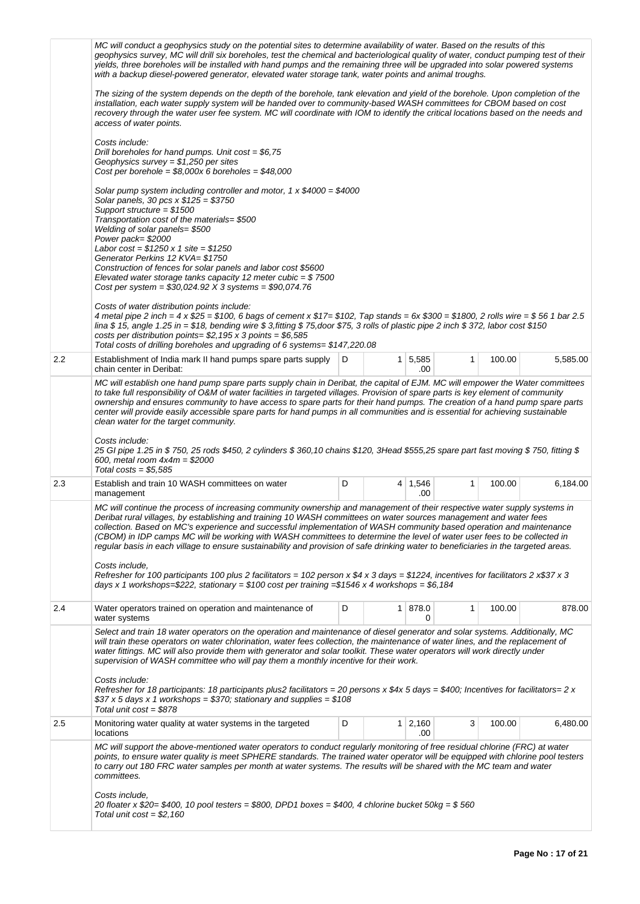| | | | | | | | |
|---|---|---|---|---|---|---|---|
| | *MC will conduct a geophysics study on the potential sites to determine availability of water. Based on the results of this geophysics survey, MC will drill six boreholes, test the chemical and bacteriological quality of water, conduct pumping test of their yields, three boreholes will be installed with hand pumps and the remaining three will be upgraded into solar powered systems with a backup diesel-powered generator, elevated water storage tank, water points and animal troughs.*<br><br>*The sizing of the system depends on the depth of the borehole, tank elevation and yield of the borehole. Upon completion of the installation, each water supply system will be handed over to community-based WASH committees for CBOM based on cost recovery through the water user fee system. MC will coordinate with IOM to identify the critical locations based on the needs and access of water points.*<br><br>*Costs include:*<br>*Drill boreholes for hand pumps. Unit cost = $6,75*<br>*Geophysics survey = $1,250 per sites*<br>*Cost per borehole = $8,000x 6 boreholes = $48,000*<br><br>*Solar pump system including controller and motor, 1 x $4000 = $4000*<br>*Solar panels, 30 pcs x $125 = $3750*<br>*Support structure = $1500*<br>*Transportation cost of the materials= $500*<br>*Welding of solar panels= $500*<br>*Power pack= $2000*<br>*Labor cost = $1250 x 1 site = $1250*<br>*Generator Perkins 12 KVA= $1750*<br>*Construction of fences for solar panels and labor cost $5600*<br>*Elevated water storage tanks capacity 12 meter cubic = $ 7500*<br>*Cost per system = $30,024.92 X 3 systems = $90,074.76*<br><br>*Costs of water distribution points include:*<br>*4 metal pipe 2 inch = 4 x $25 = $100, 6 bags of cement x $17= $102, Tap stands = 6x $300 = $1800, 2 rolls wire = $ 56 1 bar 2.5 lina $ 15, angle 1.25 in = $18, bending wire $ 3,fitting $ 75,door $75, 3 rolls of plastic pipe 2 inch $ 372, labor cost $150*<br>*costs per distribution points= $2,195 x 3 points = $6,585*<br>*Total costs of drilling boreholes and upgrading of 6 systems= $147,220.08* | | | | | | |
| 2.2 | Establishment of India mark II hand pumps spare parts supply chain center in Deribat: | D | 1 | 5,585.00 | 1 | 100.00 | 5,585.00 |
| | *MC will establish one hand pump spare parts supply chain in Deribat, the capital of EJM. MC will empower the Water committees to take full responsibility of O&M of water facilities in targeted villages. Provision of spare parts is key element of community ownership and ensures community to have access to spare parts for their hand pumps. The creation of a hand pump spare parts center will provide easily accessible spare parts for hand pumps in all communities and is essential for achieving sustainable clean water for the target community.*<br><br>*Costs include:*<br>*25 GI pipe 1.25 in $ 750, 25 rods $450, 2 cylinders $ 360,10 chains $120, 3Head $555,25 spare part fast moving $ 750, fitting $ 600, metal room 4x4m = $2000*<br>*Total costs = $5,585* | | | | | | |
| 2.3 | Establish and train 10 WASH committees on water management | D | 4 | 1,546.00 | 1 | 100.00 | 6,184.00 |
| | *MC will continue the process of increasing community ownership and management of their respective water supply systems in Deribat rural villages, by establishing and training 10 WASH committees on water sources management and water fees collection. Based on MC's experience and successful implementation of WASH community based operation and maintenance (CBOM) in IDP camps MC will be working with WASH committees to determine the level of water user fees to be collected in regular basis in each village to ensure sustainability and provision of safe drinking water to beneficiaries in the targeted areas.*<br><br>*Costs include,*<br>*Refresher for 100 participants 100 plus 2 facilitators = 102 person x $4 x 3 days = $1224, incentives for facilitators 2 x$37 x 3 days x 1 workshops=$222, stationary = $100 cost per training =$1546 x 4 workshops = $6,184* | | | | | | |
| 2.4 | Water operators trained on operation and maintenance of water systems | D | 1 | 878.00 | 1 | 100.00 | 878.00 |
| | *Select and train 18 water operators on the operation and maintenance of diesel generator and solar systems. Additionally, MC will train these operators on water chlorination, water fees collection, the maintenance of water lines, and the replacement of water fittings. MC will also provide them with generator and solar toolkit. These water operators will work directly under supervision of WASH committee who will pay them a monthly incentive for their work.*<br><br>*Costs include:*<br>*Refresher for 18 participants: 18 participants plus2 facilitators = 20 persons x $4x 5 days = $400; Incentives for facilitators= 2 x $37 x 5 days x 1 workshops = $370; stationary and supplies = $108*<br>*Total unit cost = $878* | | | | | | |
| 2.5 | Monitoring water quality at water systems in the targeted locations | D | 1 | 2,160.00 | 3 | 100.00 | 6,480.00 |
| | *MC will support the above-mentioned water operators to conduct regularly monitoring of free residual chlorine (FRC) at water points, to ensure water quality is meet SPHERE standards. The trained water operator will be equipped with chlorine pool testers to carry out 180 FRC water samples per month at water systems. The results will be shared with the MC team and water committees.*<br><br>*Costs include,*<br>*20 floater x $20= $400, 10 pool testers = $800, DPD1 boxes = $400, 4 chlorine bucket 50kg = $ 560*<br>*Total unit cost = $2,160* | | | | | | |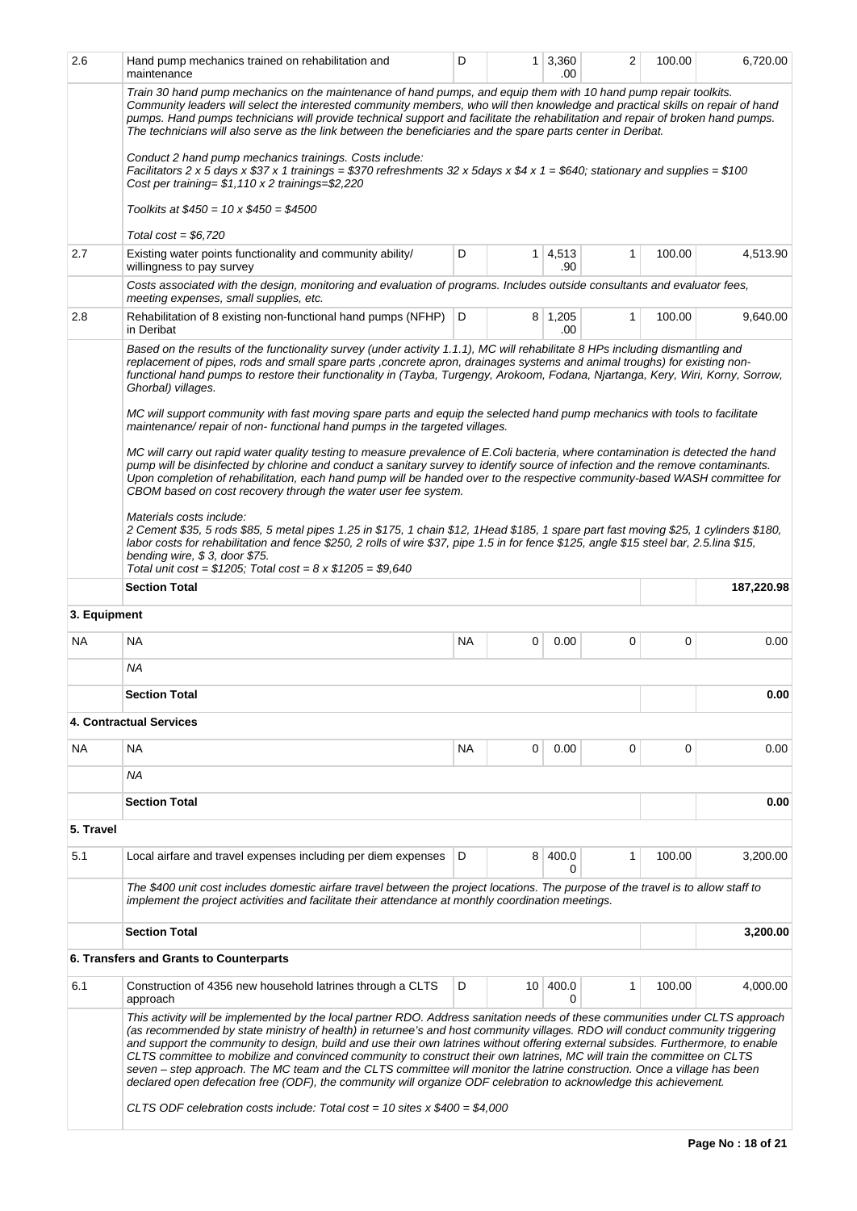| | | | | | | | |
|---|---|---|---|---|---|---|---|
| 2.6 | Hand pump mechanics trained on rehabilitation and maintenance | D | 1 | 3,360.00 | 2 | 100.00 | 6,720.00 |
| | Train 30 hand pump mechanics on the maintenance of hand pumps, and equip them with 10 hand pump repair toolkits. Community leaders will select the interested community members, who will then knowledge and practical skills on repair of hand pumps. Hand pumps technicians will provide technical support and facilitate the rehabilitation and repair of broken hand pumps. The technicians will also serve as the link between the beneficiaries and the spare parts center in Deribat.<br><br>Conduct 2 hand pump mechanics trainings. Costs include:<br>Facilitators 2 x 5 days x $37 x 1 trainings = $370 refreshments 32 x 5days x $4 x 1 = $640; stationary and supplies = $100<br>Cost per training= $1,110 x 2 trainings=$2,220<br><br>Toolkits at $450 = 10 x $450 = $4500<br><br>Total cost = $6,720 | | | | | | |
| 2.7 | Existing water points functionality and community ability/ willingness to pay survey | D | 1 | 4,513.90 | 1 | 100.00 | 4,513.90 |
| | Costs associated with the design, monitoring and evaluation of programs. Includes outside consultants and evaluator fees, meeting expenses, small supplies, etc. | | | | | | |
| 2.8 | Rehabilitation of 8 existing non-functional hand pumps (NFHP) in Deribat | D | 8 | 1,205.00 | 1 | 100.00 | 9,640.00 |
| | Based on the results of the functionality survey (under activity 1.1.1), MC will rehabilitate 8 HPs including dismantling and replacement of pipes, rods and small spare parts ,concrete apron, drainages systems and animal troughs) for existing non-functional hand pumps to restore their functionality in (Tayba, Turgengy, Arokoom, Fodana, Njartanga, Kery, Wiri, Korny, Sorrow, Ghorbal) villages.<br><br>MC will support community with fast moving spare parts and equip the selected hand pump mechanics with tools to facilitate maintenance/ repair of non- functional hand pumps in the targeted villages.<br><br>MC will carry out rapid water quality testing to measure prevalence of E.Coli bacteria, where contamination is detected the hand pump will be disinfected by chlorine and conduct a sanitary survey to identify source of infection and the remove contaminants. Upon completion of rehabilitation, each hand pump will be handed over to the respective community-based WASH committee for CBOM based on cost recovery through the water user fee system.<br><br>Materials costs include:<br>2 Cement $35, 5 rods $85, 5 metal pipes 1.25 in $175, 1 chain $12, 1Head $185, 1 spare part fast moving $25, 1 cylinders $180, labor costs for rehabilitation and fence $250, 2 rolls of wire $37, pipe 1.5 in for fence $125, angle $15 steel bar, 2.5.lina $15, bending wire, $ 3, door $75.<br>Total unit cost = $1205; Total cost = 8 x $1205 = $9,640 | | | | | | |
| | **Section Total** | | | | | | **187,220.98** |
| **3. Equipment** | | | | | | | |
| NA | NA | NA | 0 | 0.00 | 0 | 0 | 0.00 |
| | NA | | | | | | |
| | **Section Total** | | | | | | **0.00** |
| **4. Contractual Services** | | | | | | | |
| NA | NA | NA | 0 | 0.00 | 0 | 0 | 0.00 |
| | NA | | | | | | |
| | **Section Total** | | | | | | **0.00** |
| **5. Travel** | | | | | | | |
| 5.1 | Local airfare and travel expenses including per diem expenses | D | 8 | 400.00 | 1 | 100.00 | 3,200.00 |
| | The $400 unit cost includes domestic airfare travel between the project locations. The purpose of the travel is to allow staff to implement the project activities and facilitate their attendance at monthly coordination meetings. | | | | | | |
| | **Section Total** | | | | | | **3,200.00** |
| **6. Transfers and Grants to Counterparts** | | | | | | | |
| 6.1 | Construction of 4356 new household latrines through a CLTS approach | D | 10 | 400.00 | 1 | 100.00 | 4,000.00 |
| | This activity will be implemented by the local partner RDO. Address sanitation needs of these communities under CLTS approach (as recommended by state ministry of health) in returnee's and host community villages. RDO will conduct community triggering and support the community to design, build and use their own latrines without offering external subsides. Furthermore, to enable CLTS committee to mobilize and convinced community to construct their own latrines, MC will train the committee on CLTS seven – step approach. The MC team and the CLTS committee will monitor the latrine construction. Once a village has been declared open defecation free (ODF), the community will organize ODF celebration to acknowledge this achievement.<br><br>CLTS ODF celebration costs include: Total cost = 10 sites x $400 = $4,000 | | | | | | |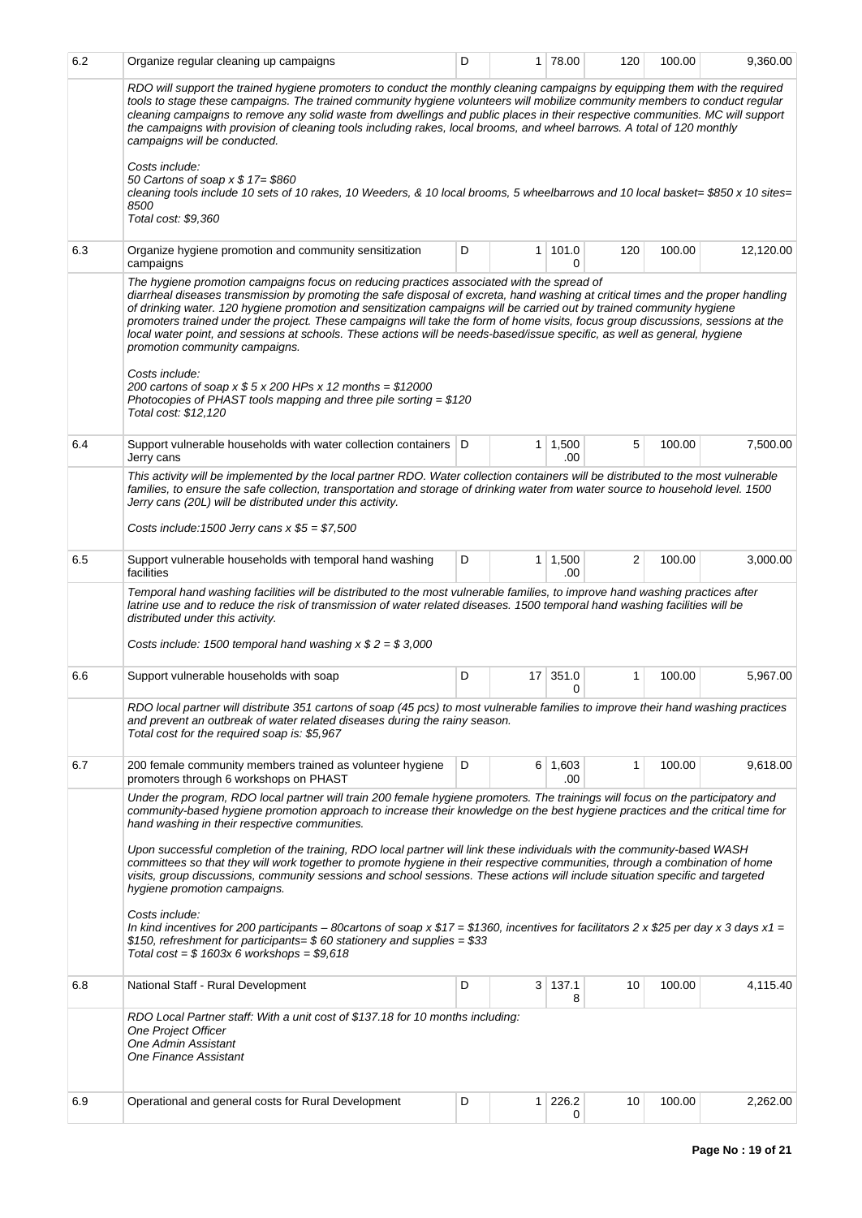| | | | | | | | |
|---|---|---|---|---|---|---|---|
| 6.2 | Organize regular cleaning up campaigns | D | 1 | 78.00 | 120 | 100.00 | 9,360.00 |
| | *RDO will support the trained hygiene promoters to conduct the monthly cleaning campaigns by equipping them with the required tools to stage these campaigns. The trained community hygiene volunteers will mobilize community members to conduct regular cleaning campaigns to remove any solid waste from dwellings and public places in their respective communities. MC will support the campaigns with provision of cleaning tools including rakes, local brooms, and wheel barrows. A total of 120 monthly campaigns will be conducted.*<br><br>*Costs include:*<br>*50 Cartons of soap x $ 17= $860*<br>*cleaning tools include 10 sets of 10 rakes, 10 Weeders, & 10 local brooms, 5 wheelbarrows and 10 local basket= $850 x 10 sites= 8500*<br>*Total cost: $9,360* | | | | | | |
| 6.3 | Organize hygiene promotion and community sensitization campaigns | D | 1 | 101.00 | 120 | 100.00 | 12,120.00 |
| | *The hygiene promotion campaigns focus on reducing practices associated with the spread of diarrheal diseases transmission by promoting the safe disposal of excreta, hand washing at critical times and the proper handling of drinking water. 120 hygiene promotion and sensitization campaigns will be carried out by trained community hygiene promoters trained under the project. These campaigns will take the form of home visits, focus group discussions, sessions at the local water point, and sessions at schools. These actions will be needs-based/issue specific, as well as general, hygiene promotion community campaigns.*<br><br>*Costs include:*<br>*200 cartons of soap x $ 5 x 200 HPs x 12 months = $12000*<br>*Photocopies of PHAST tools mapping and three pile sorting = $120*<br>*Total cost: $12,120* | | | | | | |
| 6.4 | Support vulnerable households with water collection containers Jerry cans | D | 1 | 1,500.00 | 5 | 100.00 | 7,500.00 |
| | *This activity will be implemented by the local partner RDO. Water collection containers will be distributed to the most vulnerable families, to ensure the safe collection, transportation and storage of drinking water from water source to household level. 1500 Jerry cans (20L) will be distributed under this activity.*<br><br>*Costs include:1500 Jerry cans x $5 = $7,500* | | | | | | |
| 6.5 | Support vulnerable households with temporal hand washing facilities | D | 1 | 1,500.00 | 2 | 100.00 | 3,000.00 |
| | *Temporal hand washing facilities will be distributed to the most vulnerable families, to improve hand washing practices after latrine use and to reduce the risk of transmission of water related diseases. 1500 temporal hand washing facilities will be distributed under this activity.*<br><br>*Costs include: 1500 temporal hand washing x $ 2 = $ 3,000* | | | | | | |
| 6.6 | Support vulnerable households with soap | D | 17 | 351.00 | 1 | 100.00 | 5,967.00 |
| | *RDO local partner will distribute 351 cartons of soap (45 pcs) to most vulnerable families to improve their hand washing practices and prevent an outbreak of water related diseases during the rainy season.*<br>*Total cost for the required soap is: $5,967* | | | | | | |
| 6.7 | 200 female community members trained as volunteer hygiene promoters through 6 workshops on PHAST | D | 6 | 1,603.00 | 1 | 100.00 | 9,618.00 |
| | *Under the program, RDO local partner will train 200 female hygiene promoters. The trainings will focus on the participatory and community-based hygiene promotion approach to increase their knowledge on the best hygiene practices and the critical time for hand washing in their respective communities.*<br><br>*Upon successful completion of the training, RDO local partner will link these individuals with the community-based WASH committees so that they will work together to promote hygiene in their respective communities, through a combination of home visits, group discussions, community sessions and school sessions. These actions will include situation specific and targeted hygiene promotion campaigns.*<br><br>*Costs include:*<br>*In kind incentives for 200 participants – 80cartons of soap x $17 = $1360, incentives for facilitators 2 x $25 per day x 3 days x1 = $150, refreshment for participants= $ 60 stationery and supplies = $33*<br>*Total cost = $ 1603x 6 workshops = $9,618* | | | | | | |
| 6.8 | National Staff - Rural Development | D | 3 | 137.18 | 10 | 100.00 | 4,115.40 |
| | *RDO Local Partner staff: With a unit cost of $137.18 for 10 months including:*<br>*One Project Officer*<br>*One Admin Assistant*<br>*One Finance Assistant* | | | | | | |
| 6.9 | Operational and general costs for Rural Development | D | 1 | 226.20 | 10 | 100.00 | 2,262.00 |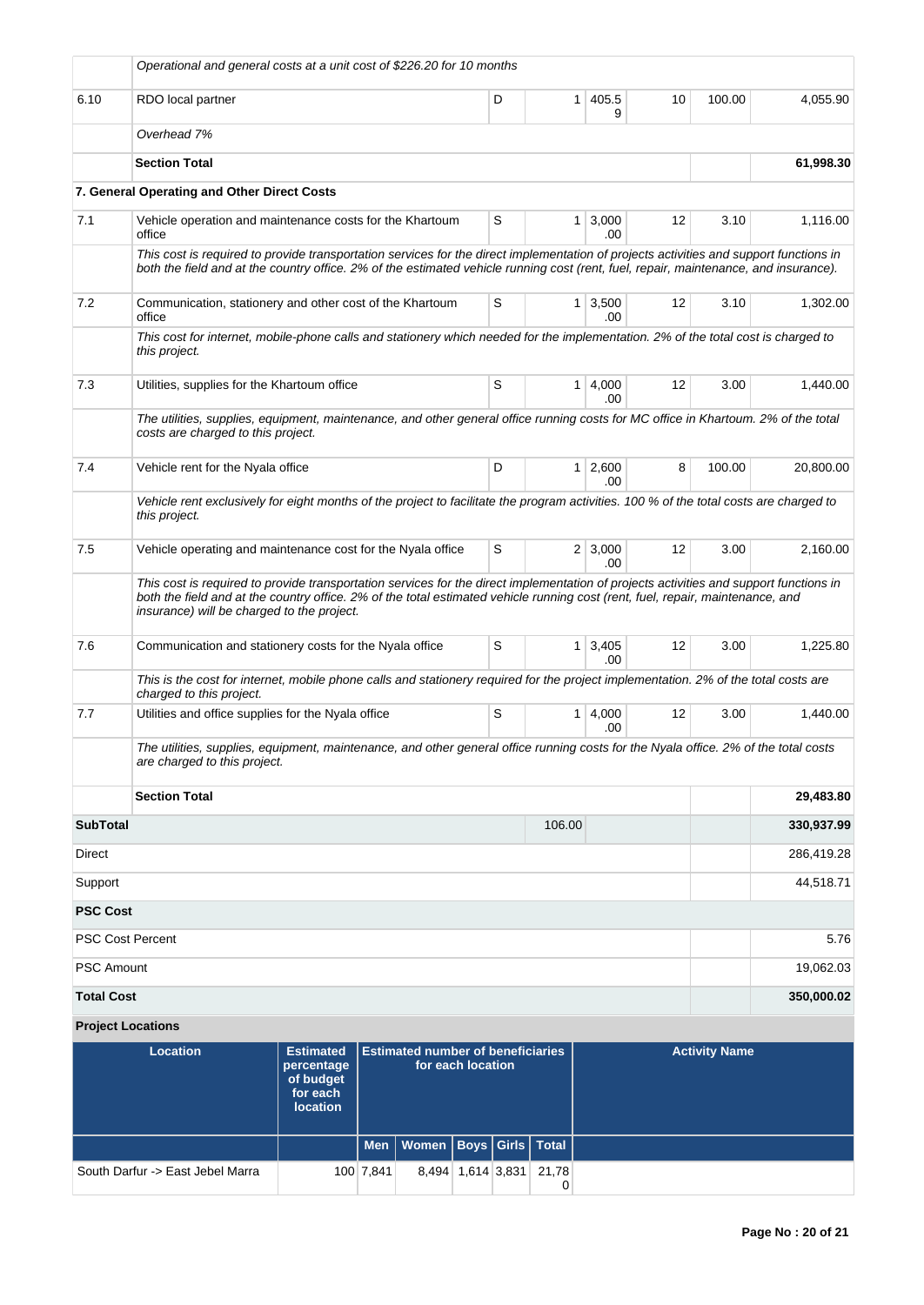| | | | | | | | |
|---|---|---|---|---|---|---|---|
| | *Operational and general costs at a unit cost of $226.20 for 10 months* | | | | | | |
| 6.10 | RDO local partner | D | 1 | 405.59 | 10 | 100.00 | 4,055.90 |
| | *Overhead 7%* | | | | | | |
| | **Section Total** | | | | | | **61,998.30** |
| | **7. General Operating and Other Direct Costs** | | | | | | |
| 7.1 | Vehicle operation and maintenance costs for the Khartoum office | S | 1 | 3,000.00 | 12 | 3.10 | 1,116.00 |
| | *This cost is required to provide transportation services for the direct implementation of projects activities and support functions in both the field and at the country office. 2% of the estimated vehicle running cost (rent, fuel, repair, maintenance, and insurance).* | | | | | | |
| 7.2 | Communication, stationery and other cost of the Khartoum office | S | 1 | 3,500.00 | 12 | 3.10 | 1,302.00 |
| | *This cost for internet, mobile-phone calls and stationery which needed for the implementation. 2% of the total cost is charged to this project.* | | | | | | |
| 7.3 | Utilities, supplies for the Khartoum office | S | 1 | 4,000.00 | 12 | 3.00 | 1,440.00 |
| | *The utilities, supplies, equipment, maintenance, and other general office running costs for MC office in Khartoum. 2% of the total costs are charged to this project.* | | | | | | |
| 7.4 | Vehicle rent for the Nyala office | D | 1 | 2,600.00 | 8 | 100.00 | 20,800.00 |
| | *Vehicle rent exclusively for eight months of the project to facilitate the program activities. 100 % of the total costs are charged to this project.* | | | | | | |
| 7.5 | Vehicle operating and maintenance cost for the Nyala office | S | 2 | 3,000.00 | 12 | 3.00 | 2,160.00 |
| | *This cost is required to provide transportation services for the direct implementation of projects activities and support functions in both the field and at the country office. 2% of the total estimated vehicle running cost (rent, fuel, repair, maintenance, and insurance) will be charged to the project.* | | | | | | |
| 7.6 | Communication and stationery costs for the Nyala office | S | 1 | 3,405.00 | 12 | 3.00 | 1,225.80 |
| | *This is the cost for internet, mobile phone calls and stationery required for the project implementation. 2% of the total costs are charged to this project.* | | | | | | |
| 7.7 | Utilities and office supplies for the Nyala office | S | 1 | 4,000.00 | 12 | 3.00 | 1,440.00 |
| | *The utilities, supplies, equipment, maintenance, and other general office running costs for the Nyala office. 2% of the total costs are charged to this project.* | | | | | | |
| | **Section Total** | | | | | | **29,483.80** |
| **SubTotal** | | | 106.00 | | | | **330,937.99** |
| Direct | | | | | | | 286,419.28 |
| Support | | | | | | | 44,518.71 |
| **PSC Cost** | | | | | | | |
| PSC Cost Percent | | | | | | | 5.76 |
| PSC Amount | | | | | | | 19,062.03 |
| **Total Cost** | | | | | | | **350,000.02** |

**Project Locations**

| Location | Estimated percentage of budget for each location | Estimated number of beneficiaries for each location | | | | | Activity Name |
|---|---|---|---|---|---|---|---|
| | | Men | Women | Boys | Girls | Total | |
| South Darfur -> East Jebel Marra | 100 | 7,841 | 8,494 | 1,614 | 3,831 | 21,780 | |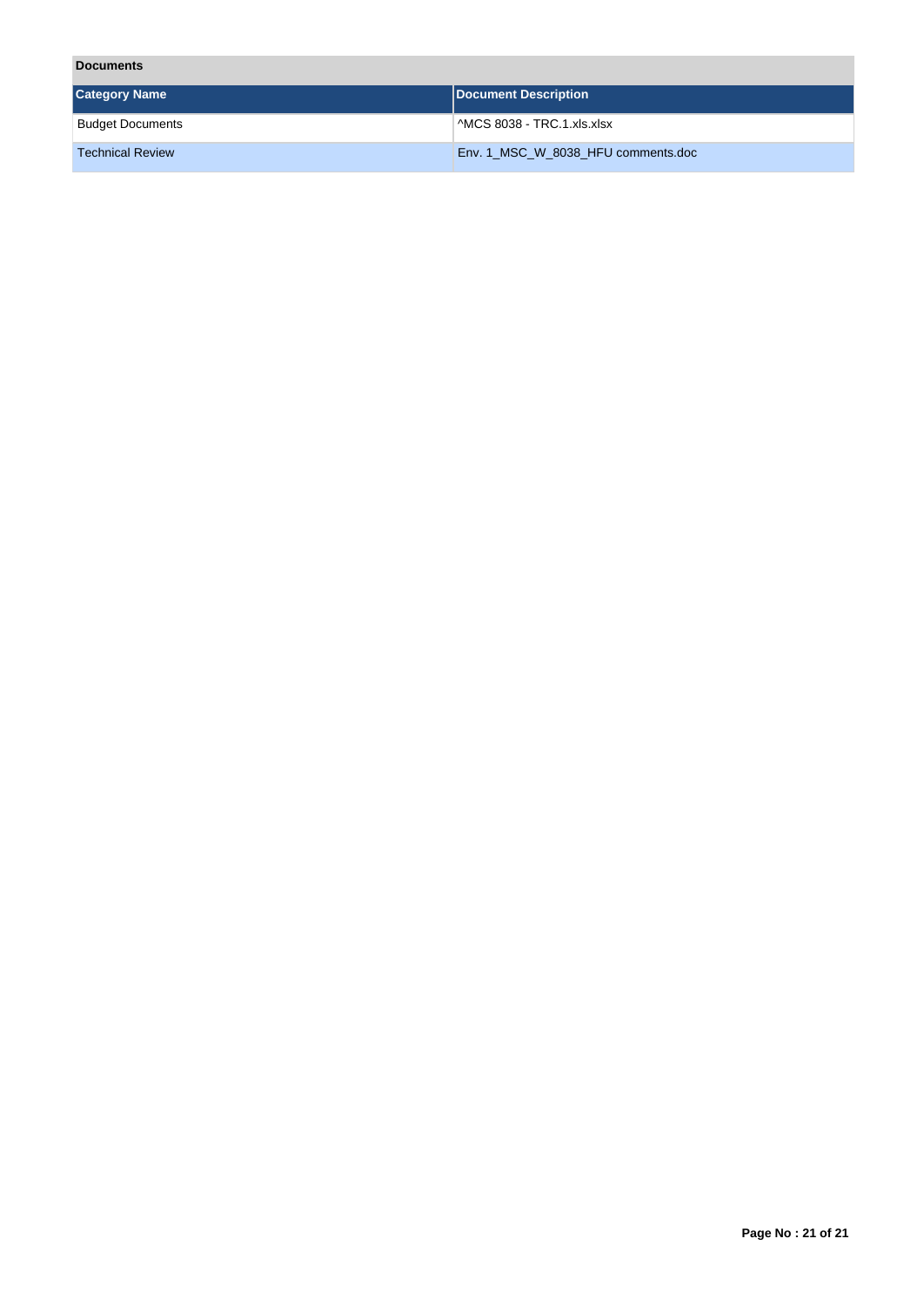**Documents**

| Category Name | Document Description |
|---|---|
| Budget Documents | ^MCS 8038 - TRC.1.xls.xlsx |
| Technical Review | Env. 1_MSC_W_8038_HFU comments.doc |